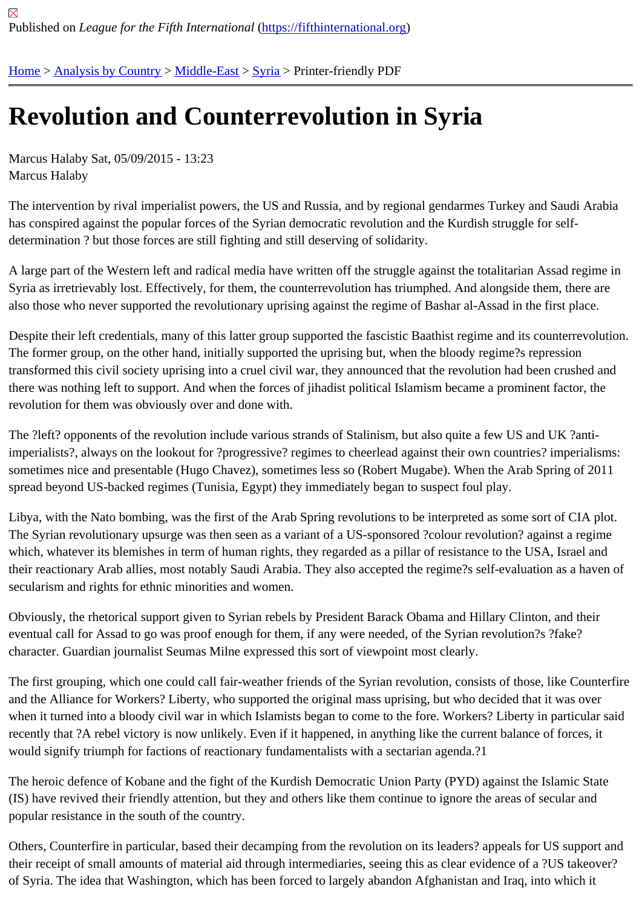Published on *League for the Fifth International* (https://fifthinternational.org)

Home > Analysis by Country > Middle-East > Syria > Printer-friendly PDF

# Revolution and Counterrevolution in Syria

Marcus Halaby Sat, 05/09/2015 - 13:23
Marcus Halaby

The intervention by rival imperialist powers, the US and Russia, and by regional gendarmes Turkey and Saudi Arabia has conspired against the popular forces of the Syrian democratic revolution and the Kurdish struggle for self-determination ? but those forces are still fighting and still deserving of solidarity.

A large part of the Western left and radical media have written off the struggle against the totalitarian Assad regime in Syria as irretrievably lost. Effectively, for them, the counterrevolution has triumphed. And alongside them, there are also those who never supported the revolutionary uprising against the regime of Bashar al-Assad in the first place.

Despite their left credentials, many of this latter group supported the fascistic Baathist regime and its counterrevolution. The former group, on the other hand, initially supported the uprising but, when the bloody regime?s repression transformed this civil society uprising into a cruel civil war, they announced that the revolution had been crushed and there was nothing left to support. And when the forces of jihadist political Islamism became a prominent factor, the revolution for them was obviously over and done with.

The ?left? opponents of the revolution include various strands of Stalinism, but also quite a few US and UK ?anti-imperialists?, always on the lookout for ?progressive? regimes to cheerlead against their own countries? imperialisms: sometimes nice and presentable (Hugo Chavez), sometimes less so (Robert Mugabe). When the Arab Spring of 2011 spread beyond US-backed regimes (Tunisia, Egypt) they immediately began to suspect foul play.

Libya, with the Nato bombing, was the first of the Arab Spring revolutions to be interpreted as some sort of CIA plot. The Syrian revolutionary upsurge was then seen as a variant of a US-sponsored ?colour revolution? against a regime which, whatever its blemishes in term of human rights, they regarded as a pillar of resistance to the USA, Israel and their reactionary Arab allies, most notably Saudi Arabia. They also accepted the regime?s self-evaluation as a haven of secularism and rights for ethnic minorities and women.

Obviously, the rhetorical support given to Syrian rebels by President Barack Obama and Hillary Clinton, and their eventual call for Assad to go was proof enough for them, if any were needed, of the Syrian revolution?s ?fake? character. Guardian journalist Seumas Milne expressed this sort of viewpoint most clearly.

The first grouping, which one could call fair-weather friends of the Syrian revolution, consists of those, like Counterfire and the Alliance for Workers? Liberty, who supported the original mass uprising, but who decided that it was over when it turned into a bloody civil war in which Islamists began to come to the fore. Workers? Liberty in particular said recently that ?A rebel victory is now unlikely. Even if it happened, in anything like the current balance of forces, it would signify triumph for factions of reactionary fundamentalists with a sectarian agenda.?1

The heroic defence of Kobane and the fight of the Kurdish Democratic Union Party (PYD) against the Islamic State (IS) have revived their friendly attention, but they and others like them continue to ignore the areas of secular and popular resistance in the south of the country.

Others, Counterfire in particular, based their decamping from the revolution on its leaders? appeals for US support and their receipt of small amounts of material aid through intermediaries, seeing this as clear evidence of a ?US takeover? of Syria. The idea that Washington, which has been forced to largely abandon Afghanistan and Iraq, into which it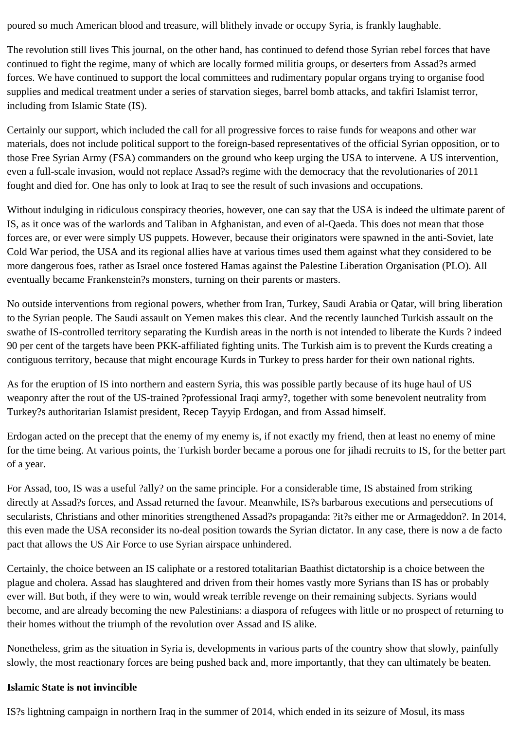poured so much American blood and treasure, will blithely invade or occupy Syria, is frankly laughable.

The revolution still lives This journal, on the other hand, has continued to defend those Syrian rebel forces that have continued to fight the regime, many of which are locally formed militia groups, or deserters from Assad?s armed forces. We have continued to support the local committees and rudimentary popular organs trying to organise food supplies and medical treatment under a series of starvation sieges, barrel bomb attacks, and takfiri Islamist terror, including from Islamic State (IS).

Certainly our support, which included the call for all progressive forces to raise funds for weapons and other war materials, does not include political support to the foreign-based representatives of the official Syrian opposition, or to those Free Syrian Army (FSA) commanders on the ground who keep urging the USA to intervene. A US intervention, even a full-scale invasion, would not replace Assad?s regime with the democracy that the revolutionaries of 2011 fought and died for. One has only to look at Iraq to see the result of such invasions and occupations.

Without indulging in ridiculous conspiracy theories, however, one can say that the USA is indeed the ultimate parent of IS, as it once was of the warlords and Taliban in Afghanistan, and even of al-Qaeda. This does not mean that those forces are, or ever were simply US puppets. However, because their originators were spawned in the anti-Soviet, late Cold War period, the USA and its regional allies have at various times used them against what they considered to be more dangerous foes, rather as Israel once fostered Hamas against the Palestine Liberation Organisation (PLO). All eventually became Frankenstein?s monsters, turning on their parents or masters.

No outside interventions from regional powers, whether from Iran, Turkey, Saudi Arabia or Qatar, will bring liberation to the Syrian people. The Saudi assault on Yemen makes this clear. And the recently launched Turkish assault on the swathe of IS-controlled territory separating the Kurdish areas in the north is not intended to liberate the Kurds ? indeed 90 per cent of the targets have been PKK-affiliated fighting units. The Turkish aim is to prevent the Kurds creating a contiguous territory, because that might encourage Kurds in Turkey to press harder for their own national rights.

As for the eruption of IS into northern and eastern Syria, this was possible partly because of its huge haul of US weaponry after the rout of the US-trained ?professional Iraqi army?, together with some benevolent neutrality from Turkey?s authoritarian Islamist president, Recep Tayyip Erdogan, and from Assad himself.

Erdogan acted on the precept that the enemy of my enemy is, if not exactly my friend, then at least no enemy of mine for the time being. At various points, the Turkish border became a porous one for jihadi recruits to IS, for the better part of a year.

For Assad, too, IS was a useful ?ally? on the same principle. For a considerable time, IS abstained from striking directly at Assad?s forces, and Assad returned the favour. Meanwhile, IS?s barbarous executions and persecutions of secularists, Christians and other minorities strengthened Assad?s propaganda: ?it?s either me or Armageddon?. In 2014, this even made the USA reconsider its no-deal position towards the Syrian dictator. In any case, there is now a de facto pact that allows the US Air Force to use Syrian airspace unhindered.

Certainly, the choice between an IS caliphate or a restored totalitarian Baathist dictatorship is a choice between the plague and cholera. Assad has slaughtered and driven from their homes vastly more Syrians than IS has or probably ever will. But both, if they were to win, would wreak terrible revenge on their remaining subjects. Syrians would become, and are already becoming the new Palestinians: a diaspora of refugees with little or no prospect of returning to their homes without the triumph of the revolution over Assad and IS alike.

Nonetheless, grim as the situation in Syria is, developments in various parts of the country show that slowly, painfully slowly, the most reactionary forces are being pushed back and, more importantly, that they can ultimately be beaten.

**Islamic State is not invincible**

IS?s lightning campaign in northern Iraq in the summer of 2014, which ended in its seizure of Mosul, its mass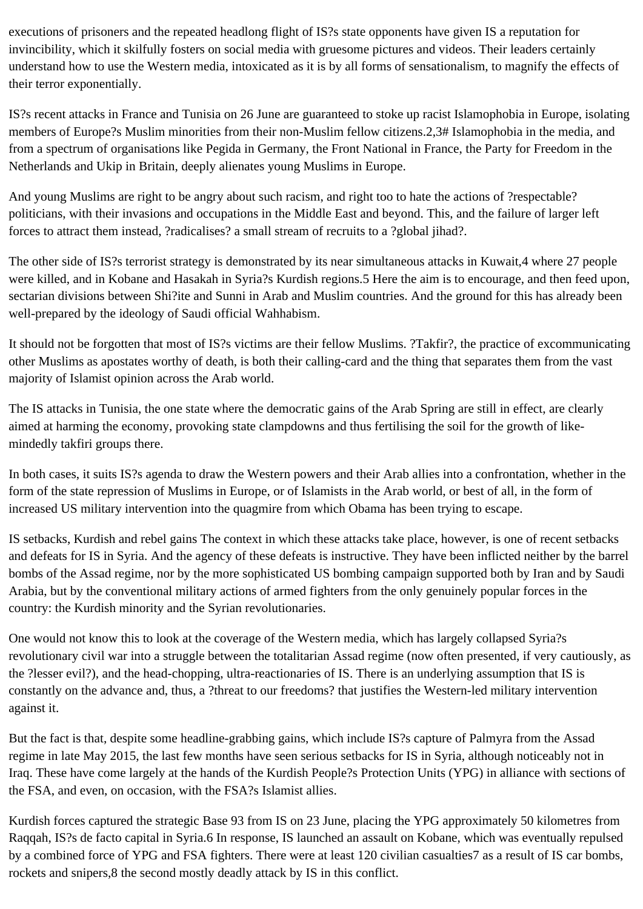executions of prisoners and the repeated headlong flight of IS?s state opponents have given IS a reputation for invincibility, which it skilfully fosters on social media with gruesome pictures and videos. Their leaders certainly understand how to use the Western media, intoxicated as it is by all forms of sensationalism, to magnify the effects of their terror exponentially.

IS?s recent attacks in France and Tunisia on 26 June are guaranteed to stoke up racist Islamophobia in Europe, isolating members of Europe?s Muslim minorities from their non-Muslim fellow citizens.2,3# Islamophobia in the media, and from a spectrum of organisations like Pegida in Germany, the Front National in France, the Party for Freedom in the Netherlands and Ukip in Britain, deeply alienates young Muslims in Europe.

And young Muslims are right to be angry about such racism, and right too to hate the actions of ?respectable? politicians, with their invasions and occupations in the Middle East and beyond. This, and the failure of larger left forces to attract them instead, ?radicalises? a small stream of recruits to a ?global jihad?.

The other side of IS?s terrorist strategy is demonstrated by its near simultaneous attacks in Kuwait,4 where 27 people were killed, and in Kobane and Hasakah in Syria?s Kurdish regions.5 Here the aim is to encourage, and then feed upon, sectarian divisions between Shi?ite and Sunni in Arab and Muslim countries. And the ground for this has already been well-prepared by the ideology of Saudi official Wahhabism.

It should not be forgotten that most of IS?s victims are their fellow Muslims. ?Takfir?, the practice of excommunicating other Muslims as apostates worthy of death, is both their calling-card and the thing that separates them from the vast majority of Islamist opinion across the Arab world.

The IS attacks in Tunisia, the one state where the democratic gains of the Arab Spring are still in effect, are clearly aimed at harming the economy, provoking state clampdowns and thus fertilising the soil for the growth of like-mindedly takfiri groups there.

In both cases, it suits IS?s agenda to draw the Western powers and their Arab allies into a confrontation, whether in the form of the state repression of Muslims in Europe, or of Islamists in the Arab world, or best of all, in the form of increased US military intervention into the quagmire from which Obama has been trying to escape.

IS setbacks, Kurdish and rebel gains The context in which these attacks take place, however, is one of recent setbacks and defeats for IS in Syria. And the agency of these defeats is instructive. They have been inflicted neither by the barrel bombs of the Assad regime, nor by the more sophisticated US bombing campaign supported both by Iran and by Saudi Arabia, but by the conventional military actions of armed fighters from the only genuinely popular forces in the country: the Kurdish minority and the Syrian revolutionaries.

One would not know this to look at the coverage of the Western media, which has largely collapsed Syria?s revolutionary civil war into a struggle between the totalitarian Assad regime (now often presented, if very cautiously, as the ?lesser evil?), and the head-chopping, ultra-reactionaries of IS. There is an underlying assumption that IS is constantly on the advance and, thus, a ?threat to our freedoms? that justifies the Western-led military intervention against it.

But the fact is that, despite some headline-grabbing gains, which include IS?s capture of Palmyra from the Assad regime in late May 2015, the last few months have seen serious setbacks for IS in Syria, although noticeably not in Iraq. These have come largely at the hands of the Kurdish People?s Protection Units (YPG) in alliance with sections of the FSA, and even, on occasion, with the FSA?s Islamist allies.

Kurdish forces captured the strategic Base 93 from IS on 23 June, placing the YPG approximately 50 kilometres from Raqqah, IS?s de facto capital in Syria.6 In response, IS launched an assault on Kobane, which was eventually repulsed by a combined force of YPG and FSA fighters. There were at least 120 civilian casualties7 as a result of IS car bombs, rockets and snipers,8 the second mostly deadly attack by IS in this conflict.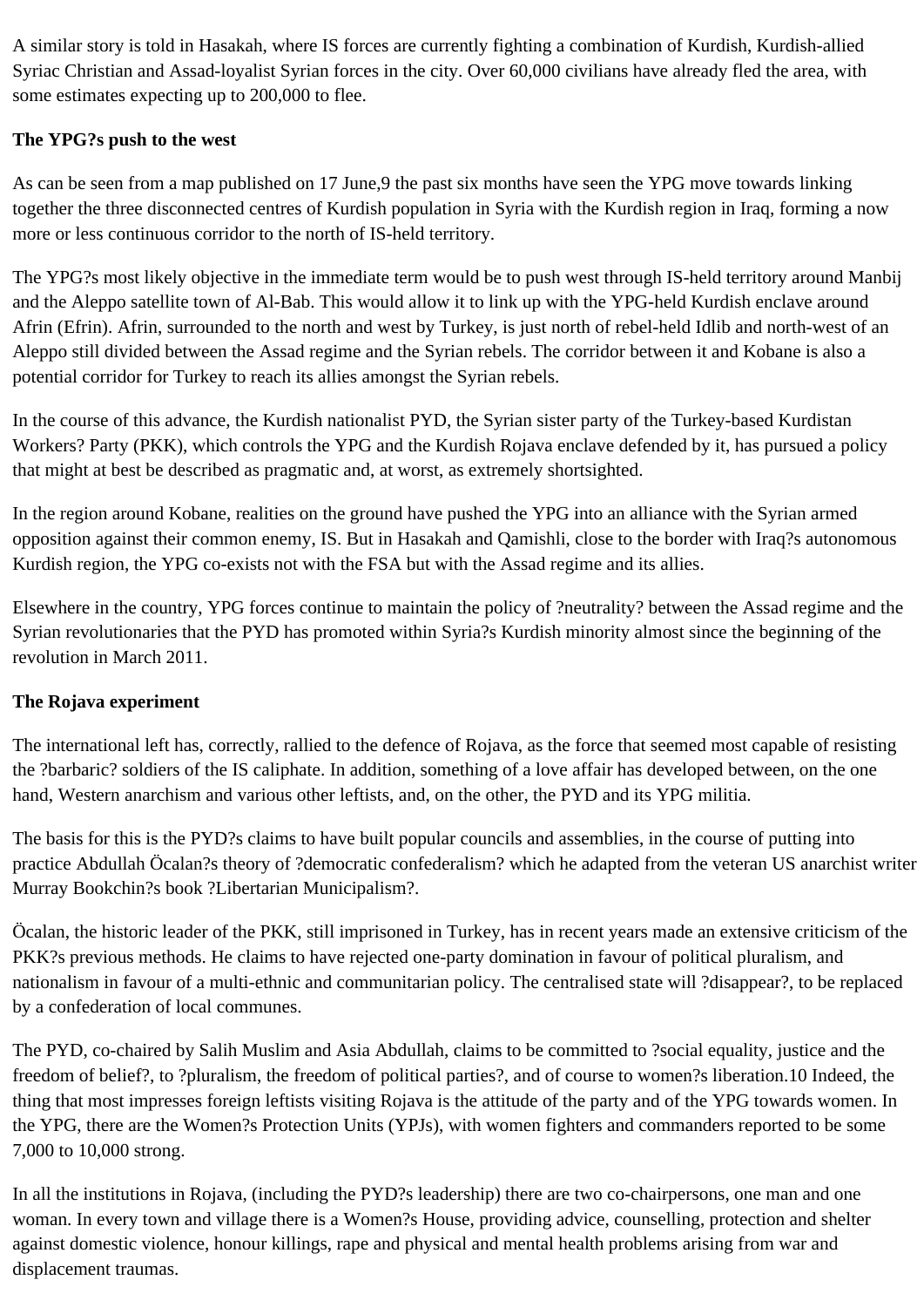A similar story is told in Hasakah, where IS forces are currently fighting a combination of Kurdish, Kurdish-allied Syriac Christian and Assad-loyalist Syrian forces in the city. Over 60,000 civilians have already fled the area, with some estimates expecting up to 200,000 to flee.

**The YPG?s push to the west**

As can be seen from a map published on 17 June,9 the past six months have seen the YPG move towards linking together the three disconnected centres of Kurdish population in Syria with the Kurdish region in Iraq, forming a now more or less continuous corridor to the north of IS-held territory.

The YPG?s most likely objective in the immediate term would be to push west through IS-held territory around Manbij and the Aleppo satellite town of Al-Bab. This would allow it to link up with the YPG-held Kurdish enclave around Afrin (Efrin). Afrin, surrounded to the north and west by Turkey, is just north of rebel-held Idlib and north-west of an Aleppo still divided between the Assad regime and the Syrian rebels. The corridor between it and Kobane is also a potential corridor for Turkey to reach its allies amongst the Syrian rebels.

In the course of this advance, the Kurdish nationalist PYD, the Syrian sister party of the Turkey-based Kurdistan Workers? Party (PKK), which controls the YPG and the Kurdish Rojava enclave defended by it, has pursued a policy that might at best be described as pragmatic and, at worst, as extremely shortsighted.

In the region around Kobane, realities on the ground have pushed the YPG into an alliance with the Syrian armed opposition against their common enemy, IS. But in Hasakah and Qamishli, close to the border with Iraq?s autonomous Kurdish region, the YPG co-exists not with the FSA but with the Assad regime and its allies.

Elsewhere in the country, YPG forces continue to maintain the policy of ?neutrality? between the Assad regime and the Syrian revolutionaries that the PYD has promoted within Syria?s Kurdish minority almost since the beginning of the revolution in March 2011.

**The Rojava experiment**

The international left has, correctly, rallied to the defence of Rojava, as the force that seemed most capable of resisting the ?barbaric? soldiers of the IS caliphate. In addition, something of a love affair has developed between, on the one hand, Western anarchism and various other leftists, and, on the other, the PYD and its YPG militia.

The basis for this is the PYD?s claims to have built popular councils and assemblies, in the course of putting into practice Abdullah Öcalan?s theory of ?democratic confederalism? which he adapted from the veteran US anarchist writer Murray Bookchin?s book ?Libertarian Municipalism?.

Öcalan, the historic leader of the PKK, still imprisoned in Turkey, has in recent years made an extensive criticism of the PKK?s previous methods. He claims to have rejected one-party domination in favour of political pluralism, and nationalism in favour of a multi-ethnic and communitarian policy. The centralised state will ?disappear?, to be replaced by a confederation of local communes.

The PYD, co-chaired by Salih Muslim and Asia Abdullah, claims to be committed to ?social equality, justice and the freedom of belief?, to ?pluralism, the freedom of political parties?, and of course to women?s liberation.10 Indeed, the thing that most impresses foreign leftists visiting Rojava is the attitude of the party and of the YPG towards women. In the YPG, there are the Women?s Protection Units (YPJs), with women fighters and commanders reported to be some 7,000 to 10,000 strong.

In all the institutions in Rojava, (including the PYD?s leadership) there are two co-chairpersons, one man and one woman. In every town and village there is a Women?s House, providing advice, counselling, protection and shelter against domestic violence, honour killings, rape and physical and mental health problems arising from war and displacement traumas.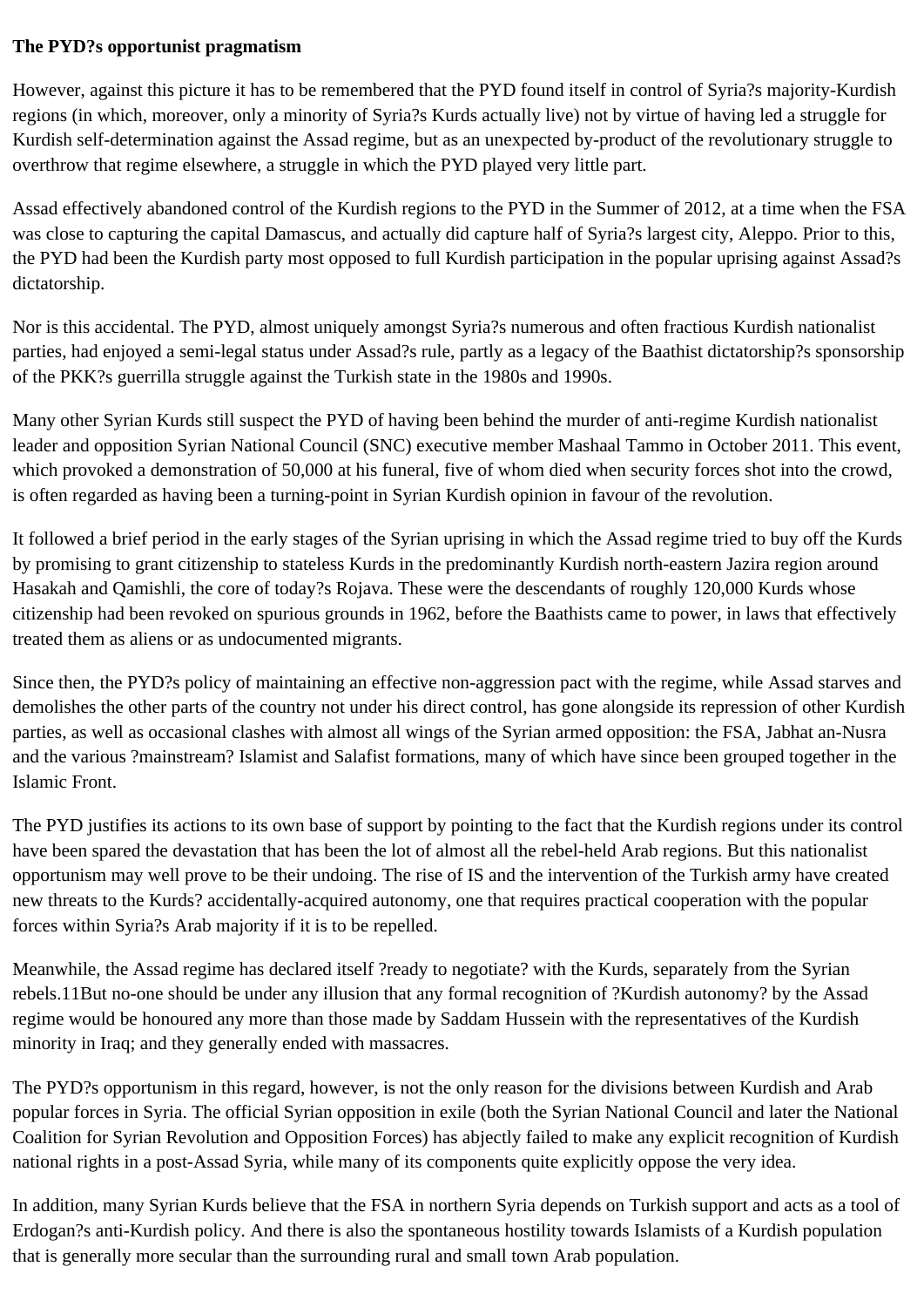**The PYD?s opportunist pragmatism**

However, against this picture it has to be remembered that the PYD found itself in control of Syria?s majority-Kurdish regions (in which, moreover, only a minority of Syria?s Kurds actually live) not by virtue of having led a struggle for Kurdish self-determination against the Assad regime, but as an unexpected by-product of the revolutionary struggle to overthrow that regime elsewhere, a struggle in which the PYD played very little part.

Assad effectively abandoned control of the Kurdish regions to the PYD in the Summer of 2012, at a time when the FSA was close to capturing the capital Damascus, and actually did capture half of Syria?s largest city, Aleppo. Prior to this, the PYD had been the Kurdish party most opposed to full Kurdish participation in the popular uprising against Assad?s dictatorship.

Nor is this accidental. The PYD, almost uniquely amongst Syria?s numerous and often fractious Kurdish nationalist parties, had enjoyed a semi-legal status under Assad?s rule, partly as a legacy of the Baathist dictatorship?s sponsorship of the PKK?s guerrilla struggle against the Turkish state in the 1980s and 1990s.

Many other Syrian Kurds still suspect the PYD of having been behind the murder of anti-regime Kurdish nationalist leader and opposition Syrian National Council (SNC) executive member Mashaal Tammo in October 2011. This event, which provoked a demonstration of 50,000 at his funeral, five of whom died when security forces shot into the crowd, is often regarded as having been a turning-point in Syrian Kurdish opinion in favour of the revolution.

It followed a brief period in the early stages of the Syrian uprising in which the Assad regime tried to buy off the Kurds by promising to grant citizenship to stateless Kurds in the predominantly Kurdish north-eastern Jazira region around Hasakah and Qamishli, the core of today?s Rojava. These were the descendants of roughly 120,000 Kurds whose citizenship had been revoked on spurious grounds in 1962, before the Baathists came to power, in laws that effectively treated them as aliens or as undocumented migrants.

Since then, the PYD?s policy of maintaining an effective non-aggression pact with the regime, while Assad starves and demolishes the other parts of the country not under his direct control, has gone alongside its repression of other Kurdish parties, as well as occasional clashes with almost all wings of the Syrian armed opposition: the FSA, Jabhat an-Nusra and the various ?mainstream? Islamist and Salafist formations, many of which have since been grouped together in the Islamic Front.

The PYD justifies its actions to its own base of support by pointing to the fact that the Kurdish regions under its control have been spared the devastation that has been the lot of almost all the rebel-held Arab regions. But this nationalist opportunism may well prove to be their undoing. The rise of IS and the intervention of the Turkish army have created new threats to the Kurds? accidentally-acquired autonomy, one that requires practical cooperation with the popular forces within Syria?s Arab majority if it is to be repelled.

Meanwhile, the Assad regime has declared itself ?ready to negotiate? with the Kurds, separately from the Syrian rebels.11But no-one should be under any illusion that any formal recognition of ?Kurdish autonomy? by the Assad regime would be honoured any more than those made by Saddam Hussein with the representatives of the Kurdish minority in Iraq; and they generally ended with massacres.

The PYD?s opportunism in this regard, however, is not the only reason for the divisions between Kurdish and Arab popular forces in Syria. The official Syrian opposition in exile (both the Syrian National Council and later the National Coalition for Syrian Revolution and Opposition Forces) has abjectly failed to make any explicit recognition of Kurdish national rights in a post-Assad Syria, while many of its components quite explicitly oppose the very idea.

In addition, many Syrian Kurds believe that the FSA in northern Syria depends on Turkish support and acts as a tool of Erdogan?s anti-Kurdish policy. And there is also the spontaneous hostility towards Islamists of a Kurdish population that is generally more secular than the surrounding rural and small town Arab population.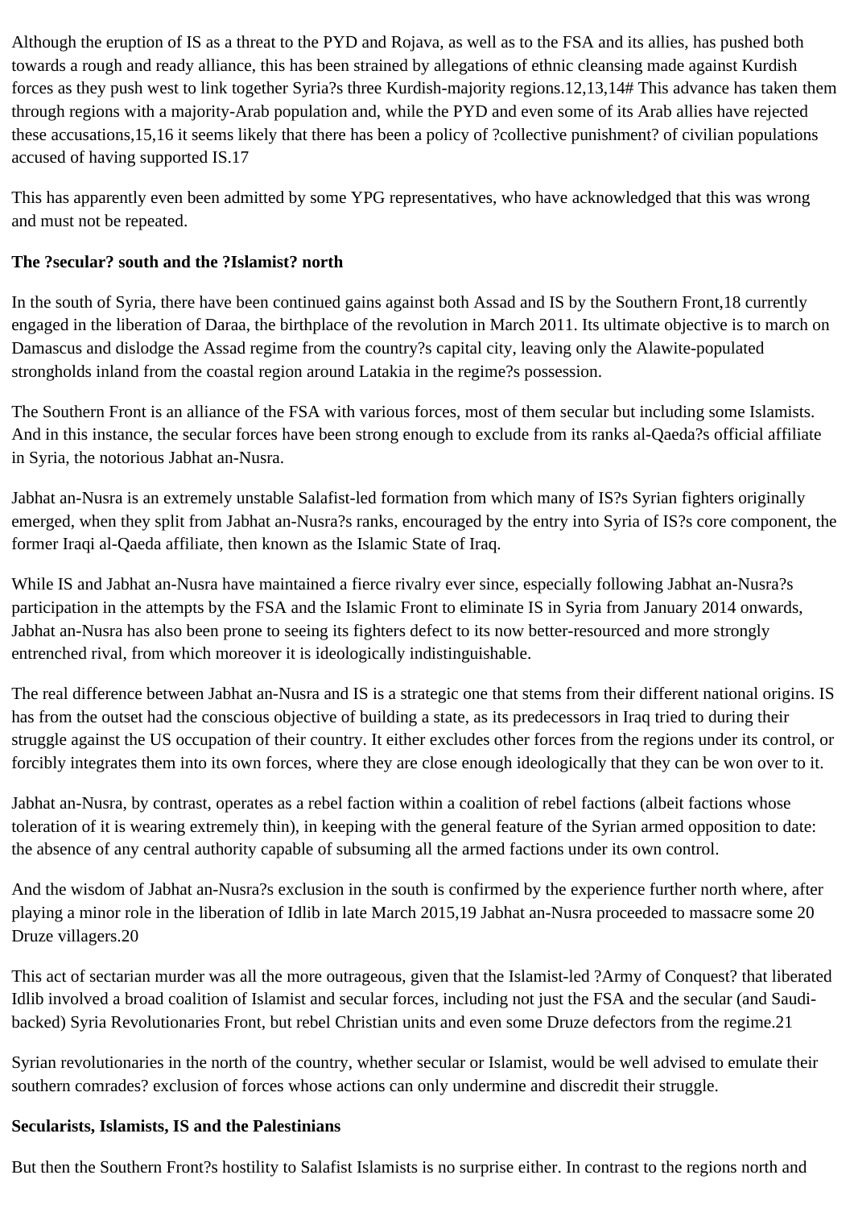Although the eruption of IS as a threat to the PYD and Rojava, as well as to the FSA and its allies, has pushed both towards a rough and ready alliance, this has been strained by allegations of ethnic cleansing made against Kurdish forces as they push west to link together Syria?s three Kurdish-majority regions.[12,13,14]# This advance has taken them through regions with a majority-Arab population and, while the PYD and even some of its Arab allies have rejected these accusations,[15,16] it seems likely that there has been a policy of ?collective punishment? of civilian populations accused of having supported IS.[17]

This has apparently even been admitted by some YPG representatives, who have acknowledged that this was wrong and must not be repeated.

**The ?secular? south and the ?Islamist? north**

In the south of Syria, there have been continued gains against both Assad and IS by the Southern Front,[18] currently engaged in the liberation of Daraa, the birthplace of the revolution in March 2011. Its ultimate objective is to march on Damascus and dislodge the Assad regime from the country?s capital city, leaving only the Alawite-populated strongholds inland from the coastal region around Latakia in the regime?s possession.

The Southern Front is an alliance of the FSA with various forces, most of them secular but including some Islamists. And in this instance, the secular forces have been strong enough to exclude from its ranks al-Qaeda?s official affiliate in Syria, the notorious Jabhat an-Nusra.

Jabhat an-Nusra is an extremely unstable Salafist-led formation from which many of IS?s Syrian fighters originally emerged, when they split from Jabhat an-Nusra?s ranks, encouraged by the entry into Syria of IS?s core component, the former Iraqi al-Qaeda affiliate, then known as the Islamic State of Iraq.

While IS and Jabhat an-Nusra have maintained a fierce rivalry ever since, especially following Jabhat an-Nusra?s participation in the attempts by the FSA and the Islamic Front to eliminate IS in Syria from January 2014 onwards, Jabhat an-Nusra has also been prone to seeing its fighters defect to its now better-resourced and more strongly entrenched rival, from which moreover it is ideologically indistinguishable.

The real difference between Jabhat an-Nusra and IS is a strategic one that stems from their different national origins. IS has from the outset had the conscious objective of building a state, as its predecessors in Iraq tried to during their struggle against the US occupation of their country. It either excludes other forces from the regions under its control, or forcibly integrates them into its own forces, where they are close enough ideologically that they can be won over to it.

Jabhat an-Nusra, by contrast, operates as a rebel faction within a coalition of rebel factions (albeit factions whose toleration of it is wearing extremely thin), in keeping with the general feature of the Syrian armed opposition to date: the absence of any central authority capable of subsuming all the armed factions under its own control.

And the wisdom of Jabhat an-Nusra?s exclusion in the south is confirmed by the experience further north where, after playing a minor role in the liberation of Idlib in late March 2015,[19] Jabhat an-Nusra proceeded to massacre some 20 Druze villagers.[20]

This act of sectarian murder was all the more outrageous, given that the Islamist-led ?Army of Conquest? that liberated Idlib involved a broad coalition of Islamist and secular forces, including not just the FSA and the secular (and Saudi-backed) Syria Revolutionaries Front, but rebel Christian units and even some Druze defectors from the regime.[21]

Syrian revolutionaries in the north of the country, whether secular or Islamist, would be well advised to emulate their southern comrades? exclusion of forces whose actions can only undermine and discredit their struggle.

**Secularists, Islamists, IS and the Palestinians**

But then the Southern Front?s hostility to Salafist Islamists is no surprise either. In contrast to the regions north and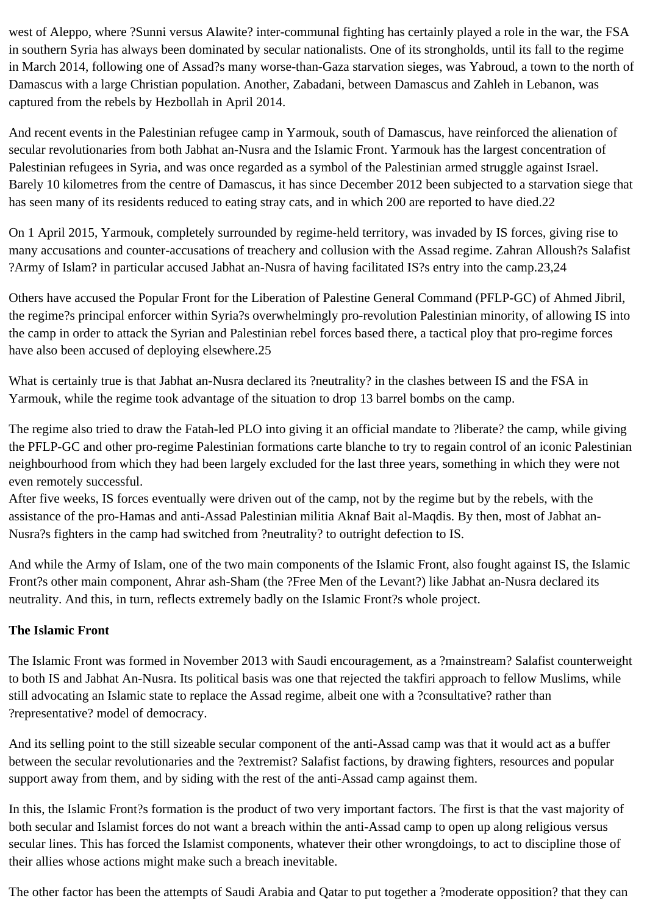west of Aleppo, where ?Sunni versus Alawite? inter-communal fighting has certainly played a role in the war, the FSA in southern Syria has always been dominated by secular nationalists. One of its strongholds, until its fall to the regime in March 2014, following one of Assad?s many worse-than-Gaza starvation sieges, was Yabroud, a town to the north of Damascus with a large Christian population. Another, Zabadani, between Damascus and Zahleh in Lebanon, was captured from the rebels by Hezbollah in April 2014.

And recent events in the Palestinian refugee camp in Yarmouk, south of Damascus, have reinforced the alienation of secular revolutionaries from both Jabhat an-Nusra and the Islamic Front. Yarmouk has the largest concentration of Palestinian refugees in Syria, and was once regarded as a symbol of the Palestinian armed struggle against Israel. Barely 10 kilometres from the centre of Damascus, it has since December 2012 been subjected to a starvation siege that has seen many of its residents reduced to eating stray cats, and in which 200 are reported to have died.22

On 1 April 2015, Yarmouk, completely surrounded by regime-held territory, was invaded by IS forces, giving rise to many accusations and counter-accusations of treachery and collusion with the Assad regime. Zahran Alloush?s Salafist ?Army of Islam? in particular accused Jabhat an-Nusra of having facilitated IS?s entry into the camp.23,24

Others have accused the Popular Front for the Liberation of Palestine General Command (PFLP-GC) of Ahmed Jibril, the regime?s principal enforcer within Syria?s overwhelmingly pro-revolution Palestinian minority, of allowing IS into the camp in order to attack the Syrian and Palestinian rebel forces based there, a tactical ploy that pro-regime forces have also been accused of deploying elsewhere.25

What is certainly true is that Jabhat an-Nusra declared its ?neutrality? in the clashes between IS and the FSA in Yarmouk, while the regime took advantage of the situation to drop 13 barrel bombs on the camp.

The regime also tried to draw the Fatah-led PLO into giving it an official mandate to ?liberate? the camp, while giving the PFLP-GC and other pro-regime Palestinian formations carte blanche to try to regain control of an iconic Palestinian neighbourhood from which they had been largely excluded for the last three years, something in which they were not even remotely successful.
After five weeks, IS forces eventually were driven out of the camp, not by the regime but by the rebels, with the assistance of the pro-Hamas and anti-Assad Palestinian militia Aknaf Bait al-Maqdis. By then, most of Jabhat an-Nusra?s fighters in the camp had switched from ?neutrality? to outright defection to IS.

And while the Army of Islam, one of the two main components of the Islamic Front, also fought against IS, the Islamic Front?s other main component, Ahrar ash-Sham (the ?Free Men of the Levant?) like Jabhat an-Nusra declared its neutrality. And this, in turn, reflects extremely badly on the Islamic Front?s whole project.

**The Islamic Front**

The Islamic Front was formed in November 2013 with Saudi encouragement, as a ?mainstream? Salafist counterweight to both IS and Jabhat An-Nusra. Its political basis was one that rejected the takfiri approach to fellow Muslims, while still advocating an Islamic state to replace the Assad regime, albeit one with a ?consultative? rather than ?representative? model of democracy.

And its selling point to the still sizeable secular component of the anti-Assad camp was that it would act as a buffer between the secular revolutionaries and the ?extremist? Salafist factions, by drawing fighters, resources and popular support away from them, and by siding with the rest of the anti-Assad camp against them.

In this, the Islamic Front?s formation is the product of two very important factors. The first is that the vast majority of both secular and Islamist forces do not want a breach within the anti-Assad camp to open up along religious versus secular lines. This has forced the Islamist components, whatever their other wrongdoings, to act to discipline those of their allies whose actions might make such a breach inevitable.

The other factor has been the attempts of Saudi Arabia and Qatar to put together a ?moderate opposition? that they can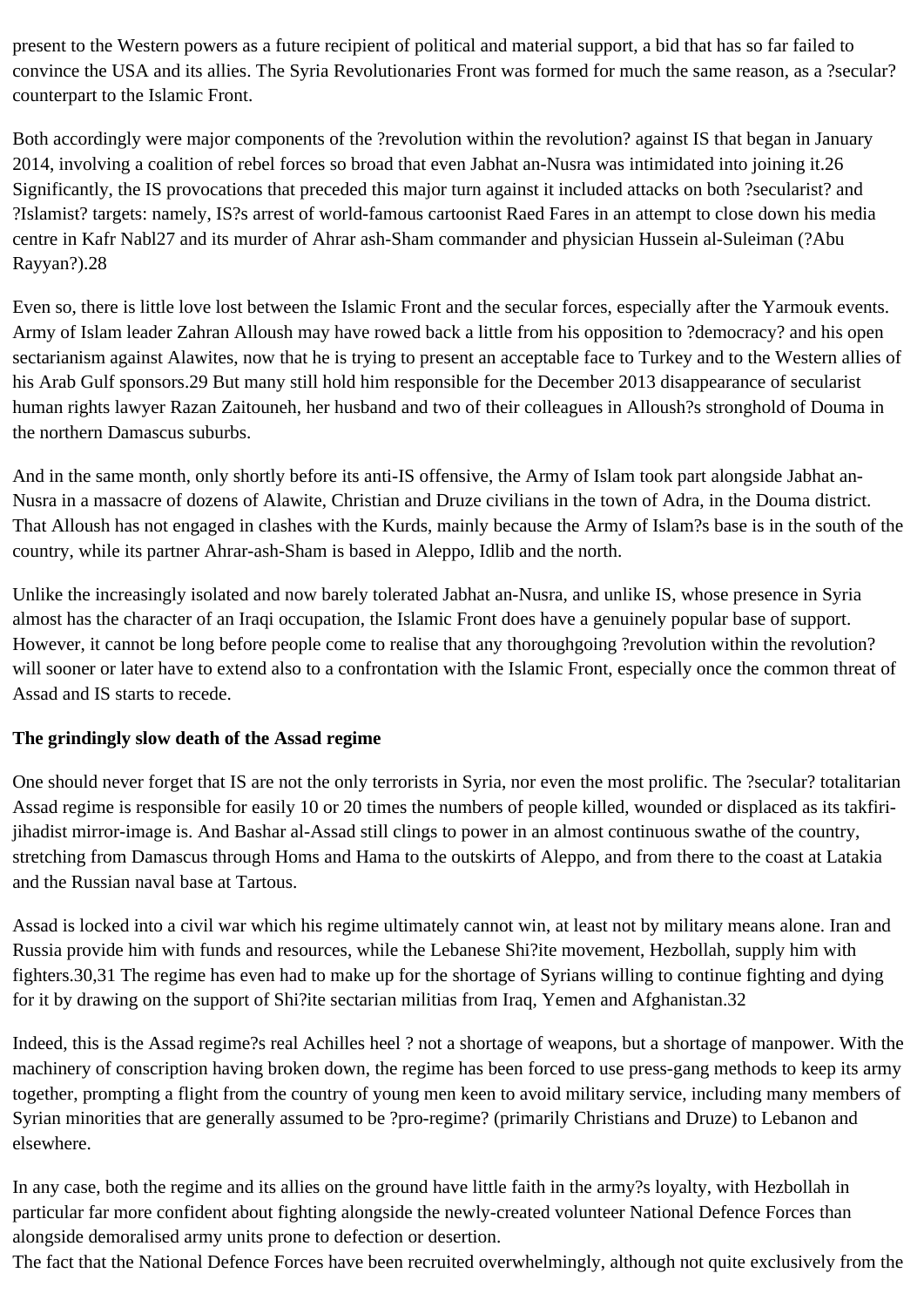present to the Western powers as a future recipient of political and material support, a bid that has so far failed to convince the USA and its allies. The Syria Revolutionaries Front was formed for much the same reason, as a ?secular? counterpart to the Islamic Front.

Both accordingly were major components of the ?revolution within the revolution? against IS that began in January 2014, involving a coalition of rebel forces so broad that even Jabhat an-Nusra was intimidated into joining it.26 Significantly, the IS provocations that preceded this major turn against it included attacks on both ?secularist? and ?Islamist? targets: namely, IS?s arrest of world-famous cartoonist Raed Fares in an attempt to close down his media centre in Kafr Nabl27 and its murder of Ahrar ash-Sham commander and physician Hussein al-Suleiman (?Abu Rayyan?).28

Even so, there is little love lost between the Islamic Front and the secular forces, especially after the Yarmouk events. Army of Islam leader Zahran Alloush may have rowed back a little from his opposition to ?democracy? and his open sectarianism against Alawites, now that he is trying to present an acceptable face to Turkey and to the Western allies of his Arab Gulf sponsors.29 But many still hold him responsible for the December 2013 disappearance of secularist human rights lawyer Razan Zaitouneh, her husband and two of their colleagues in Alloush?s stronghold of Douma in the northern Damascus suburbs.

And in the same month, only shortly before its anti-IS offensive, the Army of Islam took part alongside Jabhat an-Nusra in a massacre of dozens of Alawite, Christian and Druze civilians in the town of Adra, in the Douma district. That Alloush has not engaged in clashes with the Kurds, mainly because the Army of Islam?s base is in the south of the country, while its partner Ahrar-ash-Sham is based in Aleppo, Idlib and the north.

Unlike the increasingly isolated and now barely tolerated Jabhat an-Nusra, and unlike IS, whose presence in Syria almost has the character of an Iraqi occupation, the Islamic Front does have a genuinely popular base of support. However, it cannot be long before people come to realise that any thoroughgoing ?revolution within the revolution? will sooner or later have to extend also to a confrontation with the Islamic Front, especially once the common threat of Assad and IS starts to recede.

**The grindingly slow death of the Assad regime**

One should never forget that IS are not the only terrorists in Syria, nor even the most prolific. The ?secular? totalitarian Assad regime is responsible for easily 10 or 20 times the numbers of people killed, wounded or displaced as its takfiri-jihadist mirror-image is. And Bashar al-Assad still clings to power in an almost continuous swathe of the country, stretching from Damascus through Homs and Hama to the outskirts of Aleppo, and from there to the coast at Latakia and the Russian naval base at Tartous.

Assad is locked into a civil war which his regime ultimately cannot win, at least not by military means alone. Iran and Russia provide him with funds and resources, while the Lebanese Shi?ite movement, Hezbollah, supply him with fighters.30,31 The regime has even had to make up for the shortage of Syrians willing to continue fighting and dying for it by drawing on the support of Shi?ite sectarian militias from Iraq, Yemen and Afghanistan.32

Indeed, this is the Assad regime?s real Achilles heel ? not a shortage of weapons, but a shortage of manpower. With the machinery of conscription having broken down, the regime has been forced to use press-gang methods to keep its army together, prompting a flight from the country of young men keen to avoid military service, including many members of Syrian minorities that are generally assumed to be ?pro-regime? (primarily Christians and Druze) to Lebanon and elsewhere.

In any case, both the regime and its allies on the ground have little faith in the army?s loyalty, with Hezbollah in particular far more confident about fighting alongside the newly-created volunteer National Defence Forces than alongside demoralised army units prone to defection or desertion.

The fact that the National Defence Forces have been recruited overwhelmingly, although not quite exclusively from the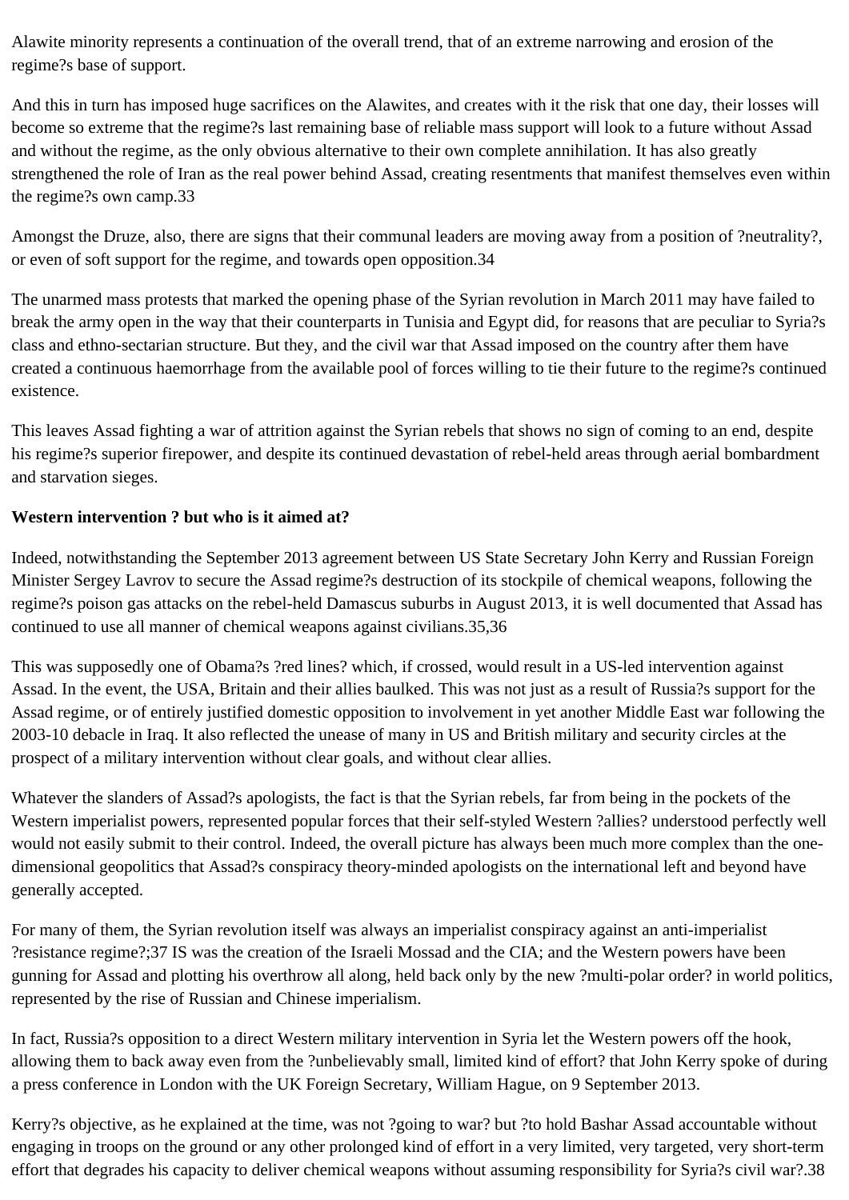Alawite minority represents a continuation of the overall trend, that of an extreme narrowing and erosion of the regime?s base of support.

And this in turn has imposed huge sacrifices on the Alawites, and creates with it the risk that one day, their losses will become so extreme that the regime?s last remaining base of reliable mass support will look to a future without Assad and without the regime, as the only obvious alternative to their own complete annihilation. It has also greatly strengthened the role of Iran as the real power behind Assad, creating resentments that manifest themselves even within the regime?s own camp.33

Amongst the Druze, also, there are signs that their communal leaders are moving away from a position of ?neutrality?, or even of soft support for the regime, and towards open opposition.34

The unarmed mass protests that marked the opening phase of the Syrian revolution in March 2011 may have failed to break the army open in the way that their counterparts in Tunisia and Egypt did, for reasons that are peculiar to Syria?s class and ethno-sectarian structure. But they, and the civil war that Assad imposed on the country after them have created a continuous haemorrhage from the available pool of forces willing to tie their future to the regime?s continued existence.

This leaves Assad fighting a war of attrition against the Syrian rebels that shows no sign of coming to an end, despite his regime?s superior firepower, and despite its continued devastation of rebel-held areas through aerial bombardment and starvation sieges.

**Western intervention ? but who is it aimed at?**

Indeed, notwithstanding the September 2013 agreement between US State Secretary John Kerry and Russian Foreign Minister Sergey Lavrov to secure the Assad regime?s destruction of its stockpile of chemical weapons, following the regime?s poison gas attacks on the rebel-held Damascus suburbs in August 2013, it is well documented that Assad has continued to use all manner of chemical weapons against civilians.35,36

This was supposedly one of Obama?s ?red lines? which, if crossed, would result in a US-led intervention against Assad. In the event, the USA, Britain and their allies baulked. This was not just as a result of Russia?s support for the Assad regime, or of entirely justified domestic opposition to involvement in yet another Middle East war following the 2003-10 debacle in Iraq. It also reflected the unease of many in US and British military and security circles at the prospect of a military intervention without clear goals, and without clear allies.

Whatever the slanders of Assad?s apologists, the fact is that the Syrian rebels, far from being in the pockets of the Western imperialist powers, represented popular forces that their self-styled Western ?allies? understood perfectly well would not easily submit to their control. Indeed, the overall picture has always been much more complex than the one-dimensional geopolitics that Assad?s conspiracy theory-minded apologists on the international left and beyond have generally accepted.

For many of them, the Syrian revolution itself was always an imperialist conspiracy against an anti-imperialist ?resistance regime?;37 IS was the creation of the Israeli Mossad and the CIA; and the Western powers have been gunning for Assad and plotting his overthrow all along, held back only by the new ?multi-polar order? in world politics, represented by the rise of Russian and Chinese imperialism.

In fact, Russia?s opposition to a direct Western military intervention in Syria let the Western powers off the hook, allowing them to back away even from the ?unbelievably small, limited kind of effort? that John Kerry spoke of during a press conference in London with the UK Foreign Secretary, William Hague, on 9 September 2013.

Kerry?s objective, as he explained at the time, was not ?going to war? but ?to hold Bashar Assad accountable without engaging in troops on the ground or any other prolonged kind of effort in a very limited, very targeted, very short-term effort that degrades his capacity to deliver chemical weapons without assuming responsibility for Syria?s civil war?.38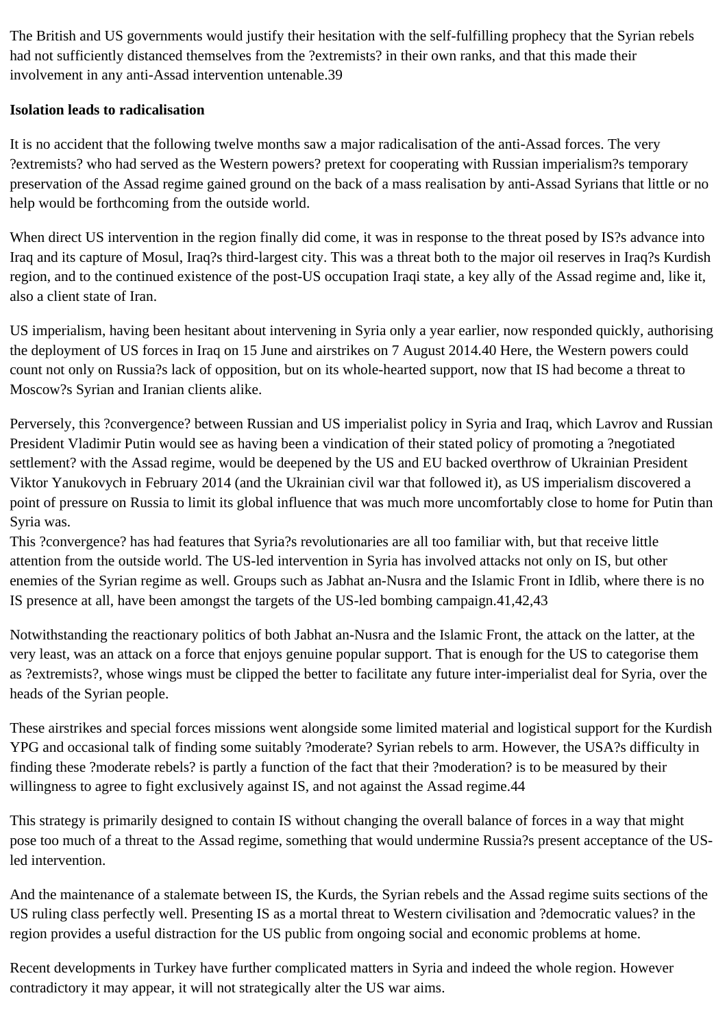The British and US governments would justify their hesitation with the self-fulfilling prophecy that the Syrian rebels had not sufficiently distanced themselves from the ?extremists? in their own ranks, and that this made their involvement in any anti-Assad intervention untenable.39

**Isolation leads to radicalisation**

It is no accident that the following twelve months saw a major radicalisation of the anti-Assad forces. The very ?extremists? who had served as the Western powers? pretext for cooperating with Russian imperialism?s temporary preservation of the Assad regime gained ground on the back of a mass realisation by anti-Assad Syrians that little or no help would be forthcoming from the outside world.

When direct US intervention in the region finally did come, it was in response to the threat posed by IS?s advance into Iraq and its capture of Mosul, Iraq?s third-largest city. This was a threat both to the major oil reserves in Iraq?s Kurdish region, and to the continued existence of the post-US occupation Iraqi state, a key ally of the Assad regime and, like it, also a client state of Iran.

US imperialism, having been hesitant about intervening in Syria only a year earlier, now responded quickly, authorising the deployment of US forces in Iraq on 15 June and airstrikes on 7 August 2014.40 Here, the Western powers could count not only on Russia?s lack of opposition, but on its whole-hearted support, now that IS had become a threat to Moscow?s Syrian and Iranian clients alike.

Perversely, this ?convergence? between Russian and US imperialist policy in Syria and Iraq, which Lavrov and Russian President Vladimir Putin would see as having been a vindication of their stated policy of promoting a ?negotiated settlement? with the Assad regime, would be deepened by the US and EU backed overthrow of Ukrainian President Viktor Yanukovych in February 2014 (and the Ukrainian civil war that followed it), as US imperialism discovered a point of pressure on Russia to limit its global influence that was much more uncomfortably close to home for Putin than Syria was.
This ?convergence? has had features that Syria?s revolutionaries are all too familiar with, but that receive little attention from the outside world. The US-led intervention in Syria has involved attacks not only on IS, but other enemies of the Syrian regime as well. Groups such as Jabhat an-Nusra and the Islamic Front in Idlib, where there is no IS presence at all, have been amongst the targets of the US-led bombing campaign.41,42,43

Notwithstanding the reactionary politics of both Jabhat an-Nusra and the Islamic Front, the attack on the latter, at the very least, was an attack on a force that enjoys genuine popular support. That is enough for the US to categorise them as ?extremists?, whose wings must be clipped the better to facilitate any future inter-imperialist deal for Syria, over the heads of the Syrian people.

These airstrikes and special forces missions went alongside some limited material and logistical support for the Kurdish YPG and occasional talk of finding some suitably ?moderate? Syrian rebels to arm. However, the USA?s difficulty in finding these ?moderate rebels? is partly a function of the fact that their ?moderation? is to be measured by their willingness to agree to fight exclusively against IS, and not against the Assad regime.44

This strategy is primarily designed to contain IS without changing the overall balance of forces in a way that might pose too much of a threat to the Assad regime, something that would undermine Russia?s present acceptance of the US-led intervention.

And the maintenance of a stalemate between IS, the Kurds, the Syrian rebels and the Assad regime suits sections of the US ruling class perfectly well. Presenting IS as a mortal threat to Western civilisation and ?democratic values? in the region provides a useful distraction for the US public from ongoing social and economic problems at home.

Recent developments in Turkey have further complicated matters in Syria and indeed the whole region. However contradictory it may appear, it will not strategically alter the US war aims.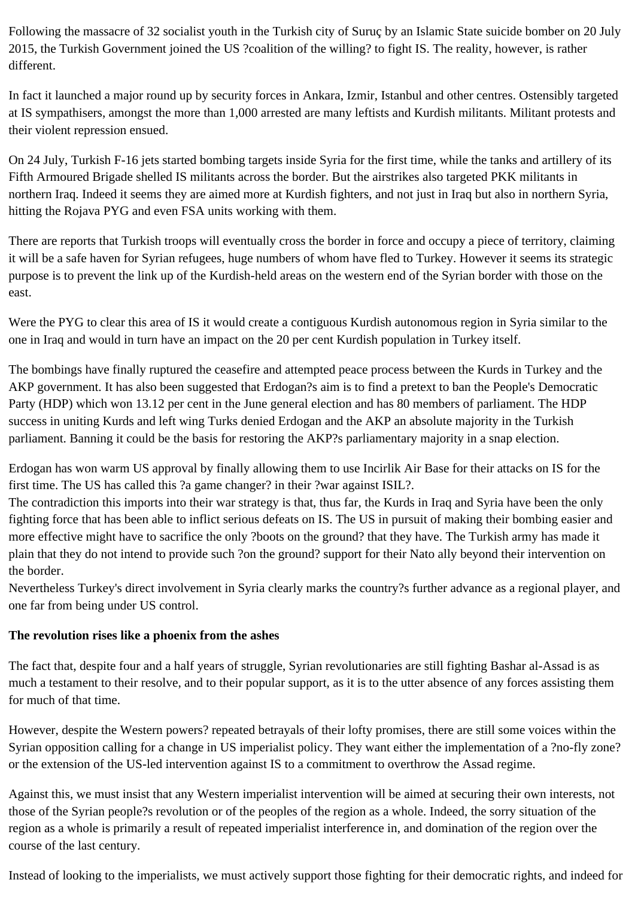Following the massacre of 32 socialist youth in the Turkish city of Suruç by an Islamic State suicide bomber on 20 July 2015, the Turkish Government joined the US ?coalition of the willing? to fight IS. The reality, however, is rather different.

In fact it launched a major round up by security forces in Ankara, Izmir, Istanbul and other centres. Ostensibly targeted at IS sympathisers, amongst the more than 1,000 arrested are many leftists and Kurdish militants. Militant protests and their violent repression ensued.

On 24 July, Turkish F-16 jets started bombing targets inside Syria for the first time, while the tanks and artillery of its Fifth Armoured Brigade shelled IS militants across the border. But the airstrikes also targeted PKK militants in northern Iraq. Indeed it seems they are aimed more at Kurdish fighters, and not just in Iraq but also in northern Syria, hitting the Rojava PYG and even FSA units working with them.

There are reports that Turkish troops will eventually cross the border in force and occupy a piece of territory, claiming it will be a safe haven for Syrian refugees, huge numbers of whom have fled to Turkey. However it seems its strategic purpose is to prevent the link up of the Kurdish-held areas on the western end of the Syrian border with those on the east.

Were the PYG to clear this area of IS it would create a contiguous Kurdish autonomous region in Syria similar to the one in Iraq and would in turn have an impact on the 20 per cent Kurdish population in Turkey itself.

The bombings have finally ruptured the ceasefire and attempted peace process between the Kurds in Turkey and the AKP government. It has also been suggested that Erdogan?s aim is to find a pretext to ban the People's Democratic Party (HDP) which won 13.12 per cent in the June general election and has 80 members of parliament. The HDP success in uniting Kurds and left wing Turks denied Erdogan and the AKP an absolute majority in the Turkish parliament. Banning it could be the basis for restoring the AKP?s parliamentary majority in a snap election.

Erdogan has won warm US approval by finally allowing them to use Incirlik Air Base for their attacks on IS for the first time. The US has called this ?a game changer? in their ?war against ISIL?.
The contradiction this imports into their war strategy is that, thus far, the Kurds in Iraq and Syria have been the only fighting force that has been able to inflict serious defeats on IS. The US in pursuit of making their bombing easier and more effective might have to sacrifice the only ?boots on the ground? that they have. The Turkish army has made it plain that they do not intend to provide such ?on the ground? support for their Nato ally beyond their intervention on the border.
Nevertheless Turkey's direct involvement in Syria clearly marks the country?s further advance as a regional player, and one far from being under US control.

**The revolution rises like a phoenix from the ashes**

The fact that, despite four and a half years of struggle, Syrian revolutionaries are still fighting Bashar al-Assad is as much a testament to their resolve, and to their popular support, as it is to the utter absence of any forces assisting them for much of that time.

However, despite the Western powers? repeated betrayals of their lofty promises, there are still some voices within the Syrian opposition calling for a change in US imperialist policy. They want either the implementation of a ?no-fly zone? or the extension of the US-led intervention against IS to a commitment to overthrow the Assad regime.

Against this, we must insist that any Western imperialist intervention will be aimed at securing their own interests, not those of the Syrian people?s revolution or of the peoples of the region as a whole. Indeed, the sorry situation of the region as a whole is primarily a result of repeated imperialist interference in, and domination of the region over the course of the last century.

Instead of looking to the imperialists, we must actively support those fighting for their democratic rights, and indeed for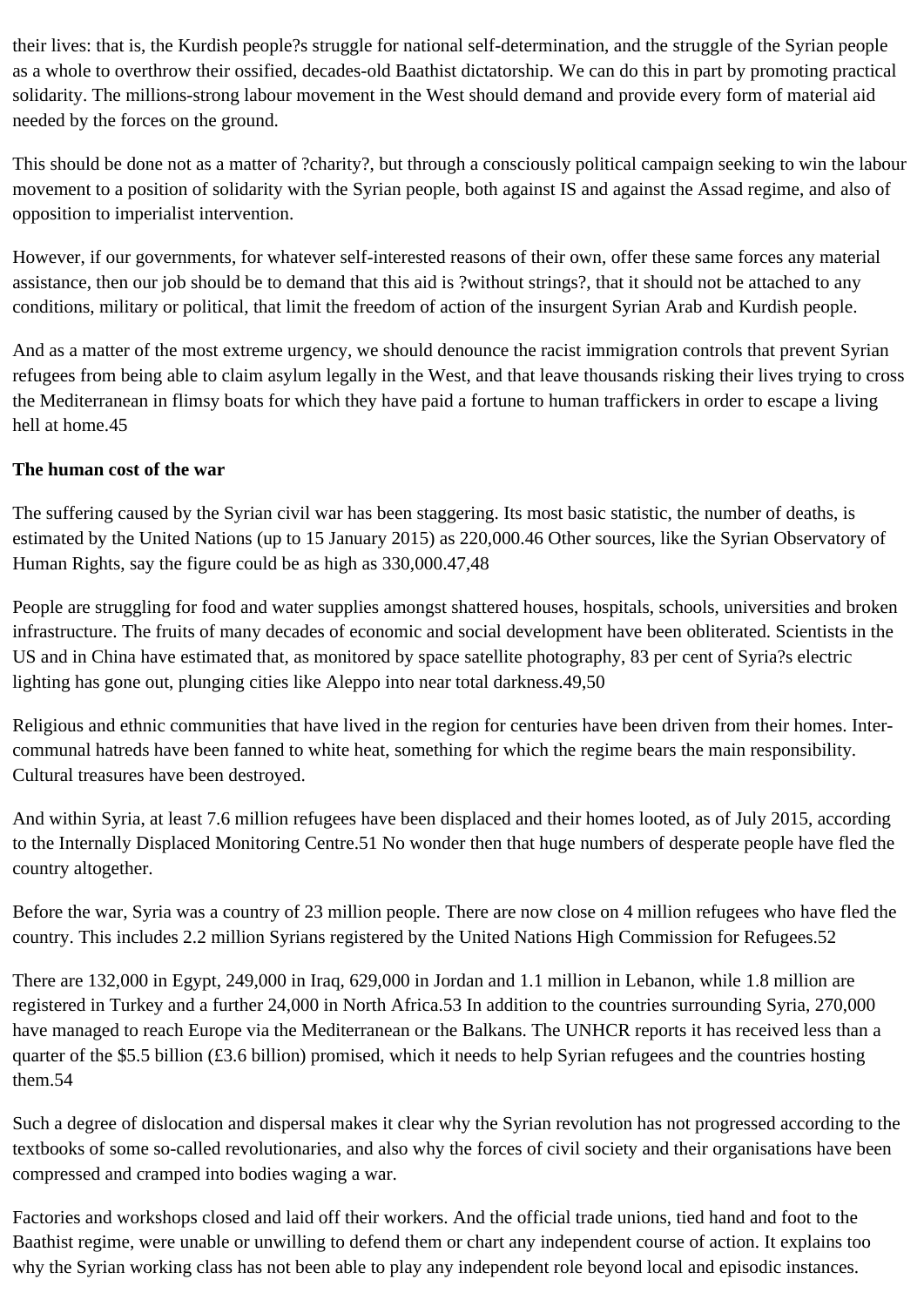their lives: that is, the Kurdish people?s struggle for national self-determination, and the struggle of the Syrian people as a whole to overthrow their ossified, decades-old Baathist dictatorship. We can do this in part by promoting practical solidarity. The millions-strong labour movement in the West should demand and provide every form of material aid needed by the forces on the ground.

This should be done not as a matter of ?charity?, but through a consciously political campaign seeking to win the labour movement to a position of solidarity with the Syrian people, both against IS and against the Assad regime, and also of opposition to imperialist intervention.

However, if our governments, for whatever self-interested reasons of their own, offer these same forces any material assistance, then our job should be to demand that this aid is ?without strings?, that it should not be attached to any conditions, military or political, that limit the freedom of action of the insurgent Syrian Arab and Kurdish people.

And as a matter of the most extreme urgency, we should denounce the racist immigration controls that prevent Syrian refugees from being able to claim asylum legally in the West, and that leave thousands risking their lives trying to cross the Mediterranean in flimsy boats for which they have paid a fortune to human traffickers in order to escape a living hell at home.45

**The human cost of the war**

The suffering caused by the Syrian civil war has been staggering. Its most basic statistic, the number of deaths, is estimated by the United Nations (up to 15 January 2015) as 220,000.46 Other sources, like the Syrian Observatory of Human Rights, say the figure could be as high as 330,000.47,48

People are struggling for food and water supplies amongst shattered houses, hospitals, schools, universities and broken infrastructure. The fruits of many decades of economic and social development have been obliterated. Scientists in the US and in China have estimated that, as monitored by space satellite photography, 83 per cent of Syria?s electric lighting has gone out, plunging cities like Aleppo into near total darkness.49,50

Religious and ethnic communities that have lived in the region for centuries have been driven from their homes. Inter-communal hatreds have been fanned to white heat, something for which the regime bears the main responsibility. Cultural treasures have been destroyed.

And within Syria, at least 7.6 million refugees have been displaced and their homes looted, as of July 2015, according to the Internally Displaced Monitoring Centre.51 No wonder then that huge numbers of desperate people have fled the country altogether.

Before the war, Syria was a country of 23 million people. There are now close on 4 million refugees who have fled the country. This includes 2.2 million Syrians registered by the United Nations High Commission for Refugees.52

There are 132,000 in Egypt, 249,000 in Iraq, 629,000 in Jordan and 1.1 million in Lebanon, while 1.8 million are registered in Turkey and a further 24,000 in North Africa.53 In addition to the countries surrounding Syria, 270,000 have managed to reach Europe via the Mediterranean or the Balkans. The UNHCR reports it has received less than a quarter of the $5.5 billion (£3.6 billion) promised, which it needs to help Syrian refugees and the countries hosting them.54

Such a degree of dislocation and dispersal makes it clear why the Syrian revolution has not progressed according to the textbooks of some so-called revolutionaries, and also why the forces of civil society and their organisations have been compressed and cramped into bodies waging a war.

Factories and workshops closed and laid off their workers. And the official trade unions, tied hand and foot to the Baathist regime, were unable or unwilling to defend them or chart any independent course of action. It explains too why the Syrian working class has not been able to play any independent role beyond local and episodic instances.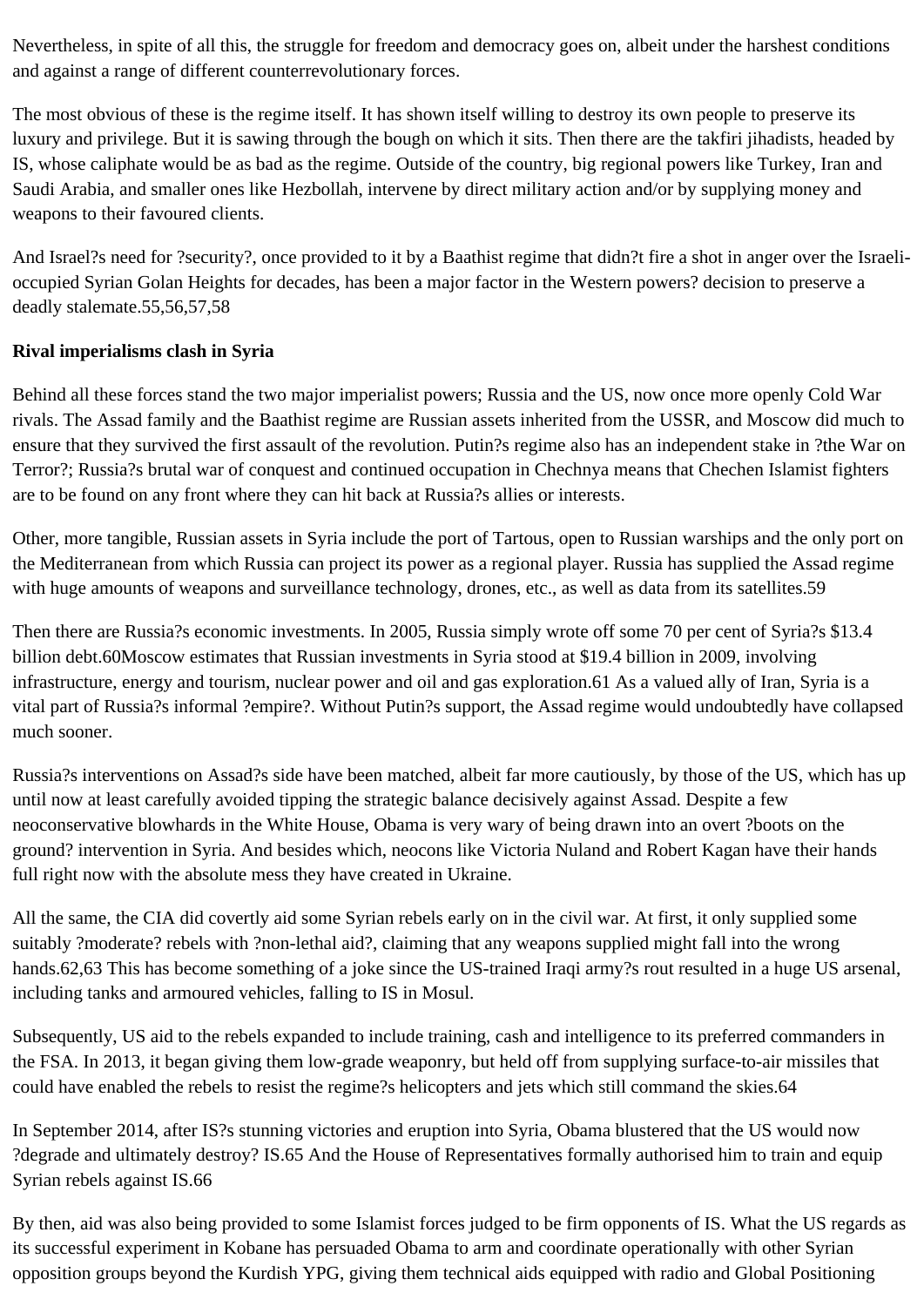Nevertheless, in spite of all this, the struggle for freedom and democracy goes on, albeit under the harshest conditions and against a range of different counterrevolutionary forces.

The most obvious of these is the regime itself. It has shown itself willing to destroy its own people to preserve its luxury and privilege. But it is sawing through the bough on which it sits. Then there are the takfiri jihadists, headed by IS, whose caliphate would be as bad as the regime. Outside of the country, big regional powers like Turkey, Iran and Saudi Arabia, and smaller ones like Hezbollah, intervene by direct military action and/or by supplying money and weapons to their favoured clients.

And Israel?s need for ?security?, once provided to it by a Baathist regime that didn?t fire a shot in anger over the Israeli-occupied Syrian Golan Heights for decades, has been a major factor in the Western powers? decision to preserve a deadly stalemate.[55,56,57,58]

**Rival imperialisms clash in Syria**

Behind all these forces stand the two major imperialist powers; Russia and the US, now once more openly Cold War rivals. The Assad family and the Baathist regime are Russian assets inherited from the USSR, and Moscow did much to ensure that they survived the first assault of the revolution. Putin?s regime also has an independent stake in ?the War on Terror?; Russia?s brutal war of conquest and continued occupation in Chechnya means that Chechen Islamist fighters are to be found on any front where they can hit back at Russia?s allies or interests.

Other, more tangible, Russian assets in Syria include the port of Tartous, open to Russian warships and the only port on the Mediterranean from which Russia can project its power as a regional player. Russia has supplied the Assad regime with huge amounts of weapons and surveillance technology, drones, etc., as well as data from its satellites.[59]

Then there are Russia?s economic investments. In 2005, Russia simply wrote off some 70 per cent of Syria?s $13.4 billion debt.[60]Moscow estimates that Russian investments in Syria stood at $19.4 billion in 2009, involving infrastructure, energy and tourism, nuclear power and oil and gas exploration.[61] As a valued ally of Iran, Syria is a vital part of Russia?s informal ?empire?. Without Putin?s support, the Assad regime would undoubtedly have collapsed much sooner.

Russia?s interventions on Assad?s side have been matched, albeit far more cautiously, by those of the US, which has up until now at least carefully avoided tipping the strategic balance decisively against Assad. Despite a few neoconservative blowhards in the White House, Obama is very wary of being drawn into an overt ?boots on the ground? intervention in Syria. And besides which, neocons like Victoria Nuland and Robert Kagan have their hands full right now with the absolute mess they have created in Ukraine.

All the same, the CIA did covertly aid some Syrian rebels early on in the civil war. At first, it only supplied some suitably ?moderate? rebels with ?non-lethal aid?, claiming that any weapons supplied might fall into the wrong hands.[62,63] This has become something of a joke since the US-trained Iraqi army?s rout resulted in a huge US arsenal, including tanks and armoured vehicles, falling to IS in Mosul.

Subsequently, US aid to the rebels expanded to include training, cash and intelligence to its preferred commanders in the FSA. In 2013, it began giving them low-grade weaponry, but held off from supplying surface-to-air missiles that could have enabled the rebels to resist the regime?s helicopters and jets which still command the skies.[64]

In September 2014, after IS?s stunning victories and eruption into Syria, Obama blustered that the US would now ?degrade and ultimately destroy? IS.[65] And the House of Representatives formally authorised him to train and equip Syrian rebels against IS.[66]

By then, aid was also being provided to some Islamist forces judged to be firm opponents of IS. What the US regards as its successful experiment in Kobane has persuaded Obama to arm and coordinate operationally with other Syrian opposition groups beyond the Kurdish YPG, giving them technical aids equipped with radio and Global Positioning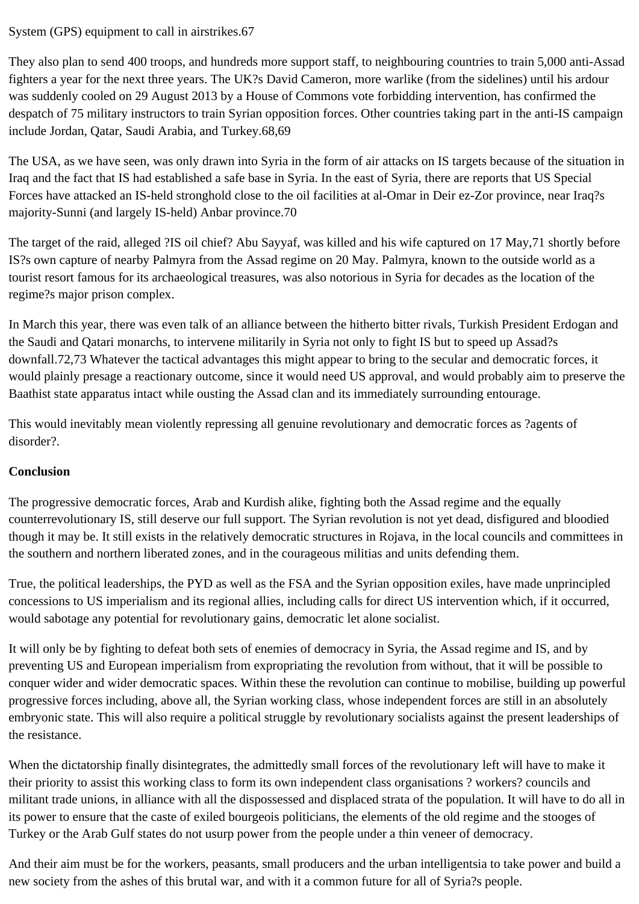System (GPS) equipment to call in airstrikes.67

They also plan to send 400 troops, and hundreds more support staff, to neighbouring countries to train 5,000 anti-Assad fighters a year for the next three years. The UK?s David Cameron, more warlike (from the sidelines) until his ardour was suddenly cooled on 29 August 2013 by a House of Commons vote forbidding intervention, has confirmed the despatch of 75 military instructors to train Syrian opposition forces. Other countries taking part in the anti-IS campaign include Jordan, Qatar, Saudi Arabia, and Turkey.68,69

The USA, as we have seen, was only drawn into Syria in the form of air attacks on IS targets because of the situation in Iraq and the fact that IS had established a safe base in Syria. In the east of Syria, there are reports that US Special Forces have attacked an IS-held stronghold close to the oil facilities at al-Omar in Deir ez-Zor province, near Iraq?s majority-Sunni (and largely IS-held) Anbar province.70

The target of the raid, alleged ?IS oil chief? Abu Sayyaf, was killed and his wife captured on 17 May,71 shortly before IS?s own capture of nearby Palmyra from the Assad regime on 20 May. Palmyra, known to the outside world as a tourist resort famous for its archaeological treasures, was also notorious in Syria for decades as the location of the regime?s major prison complex.

In March this year, there was even talk of an alliance between the hitherto bitter rivals, Turkish President Erdogan and the Saudi and Qatari monarchs, to intervene militarily in Syria not only to fight IS but to speed up Assad?s downfall.72,73 Whatever the tactical advantages this might appear to bring to the secular and democratic forces, it would plainly presage a reactionary outcome, since it would need US approval, and would probably aim to preserve the Baathist state apparatus intact while ousting the Assad clan and its immediately surrounding entourage.

This would inevitably mean violently repressing all genuine revolutionary and democratic forces as ?agents of disorder?.

**Conclusion**

The progressive democratic forces, Arab and Kurdish alike, fighting both the Assad regime and the equally counterrevolutionary IS, still deserve our full support. The Syrian revolution is not yet dead, disfigured and bloodied though it may be. It still exists in the relatively democratic structures in Rojava, in the local councils and committees in the southern and northern liberated zones, and in the courageous militias and units defending them.

True, the political leaderships, the PYD as well as the FSA and the Syrian opposition exiles, have made unprincipled concessions to US imperialism and its regional allies, including calls for direct US intervention which, if it occurred, would sabotage any potential for revolutionary gains, democratic let alone socialist.

It will only be by fighting to defeat both sets of enemies of democracy in Syria, the Assad regime and IS, and by preventing US and European imperialism from expropriating the revolution from without, that it will be possible to conquer wider and wider democratic spaces. Within these the revolution can continue to mobilise, building up powerful progressive forces including, above all, the Syrian working class, whose independent forces are still in an absolutely embryonic state. This will also require a political struggle by revolutionary socialists against the present leaderships of the resistance.

When the dictatorship finally disintegrates, the admittedly small forces of the revolutionary left will have to make it their priority to assist this working class to form its own independent class organisations ? workers? councils and militant trade unions, in alliance with all the dispossessed and displaced strata of the population. It will have to do all in its power to ensure that the caste of exiled bourgeois politicians, the elements of the old regime and the stooges of Turkey or the Arab Gulf states do not usurp power from the people under a thin veneer of democracy.

And their aim must be for the workers, peasants, small producers and the urban intelligentsia to take power and build a new society from the ashes of this brutal war, and with it a common future for all of Syria?s people.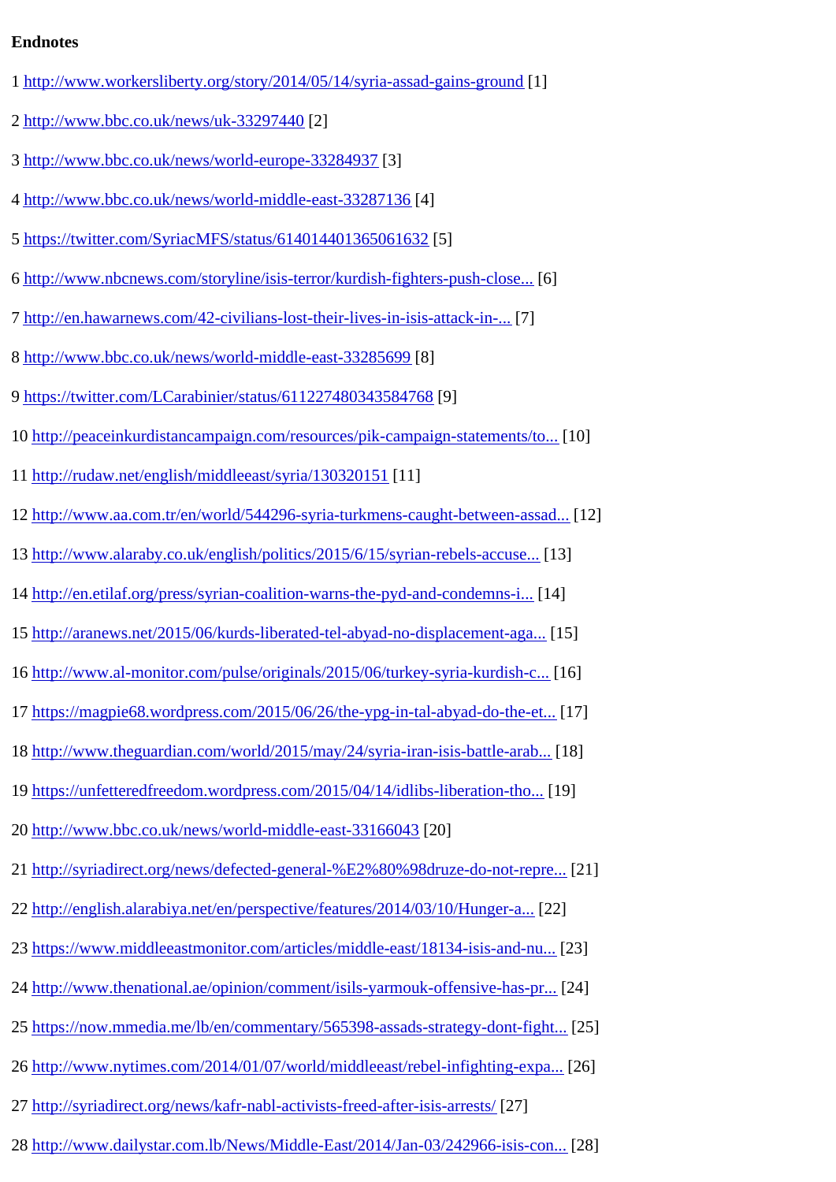**Endnotes**

1 http://www.workersliberty.org/story/2014/05/14/syria-assad-gains-ground [1]

2 http://www.bbc.co.uk/news/uk-33297440 [2]

3 http://www.bbc.co.uk/news/world-europe-33284937 [3]

4 http://www.bbc.co.uk/news/world-middle-east-33287136 [4]

5 https://twitter.com/SyriacMFS/status/614014401365061632 [5]

6 http://www.nbcnews.com/storyline/isis-terror/kurdish-fighters-push-close... [6]

7 http://en.hawarnews.com/42-civilians-lost-their-lives-in-isis-attack-in-... [7]

8 http://www.bbc.co.uk/news/world-middle-east-33285699 [8]

9 https://twitter.com/LCarabinier/status/611227480343584768 [9]

10 http://peaceinkurdistancampaign.com/resources/pik-campaign-statements/to... [10]

11 http://rudaw.net/english/middleeast/syria/130320151 [11]

12 http://www.aa.com.tr/en/world/544296-syria-turkmens-caught-between-assad... [12]

13 http://www.alaraby.co.uk/english/politics/2015/6/15/syrian-rebels-accuse... [13]

14 http://en.etilaf.org/press/syrian-coalition-warns-the-pyd-and-condemns-i... [14]

15 http://aranews.net/2015/06/kurds-liberated-tel-abyad-no-displacement-aga... [15]

16 http://www.al-monitor.com/pulse/originals/2015/06/turkey-syria-kurdish-c... [16]

17 https://magpie68.wordpress.com/2015/06/26/the-ypg-in-tal-abyad-do-the-et... [17]

18 http://www.theguardian.com/world/2015/may/24/syria-iran-isis-battle-arab... [18]

19 https://unfetteredfreedom.wordpress.com/2015/04/14/idlibs-liberation-tho... [19]

20 http://www.bbc.co.uk/news/world-middle-east-33166043 [20]

21 http://syriadirect.org/news/defected-general-%E2%80%98druze-do-not-repre... [21]

22 http://english.alarabiya.net/en/perspective/features/2014/03/10/Hunger-a... [22]

23 https://www.middleeastmonitor.com/articles/middle-east/18134-isis-and-nu... [23]

24 http://www.thenational.ae/opinion/comment/isils-yarmouk-offensive-has-pr... [24]

25 https://now.mmedia.me/lb/en/commentary/565398-assads-strategy-dont-fight... [25]

26 http://www.nytimes.com/2014/01/07/world/middleeast/rebel-infighting-expa... [26]

27 http://syriadirect.org/news/kafr-nabl-activists-freed-after-isis-arrests/ [27]

28 http://www.dailystar.com.lb/News/Middle-East/2014/Jan-03/242966-isis-con... [28]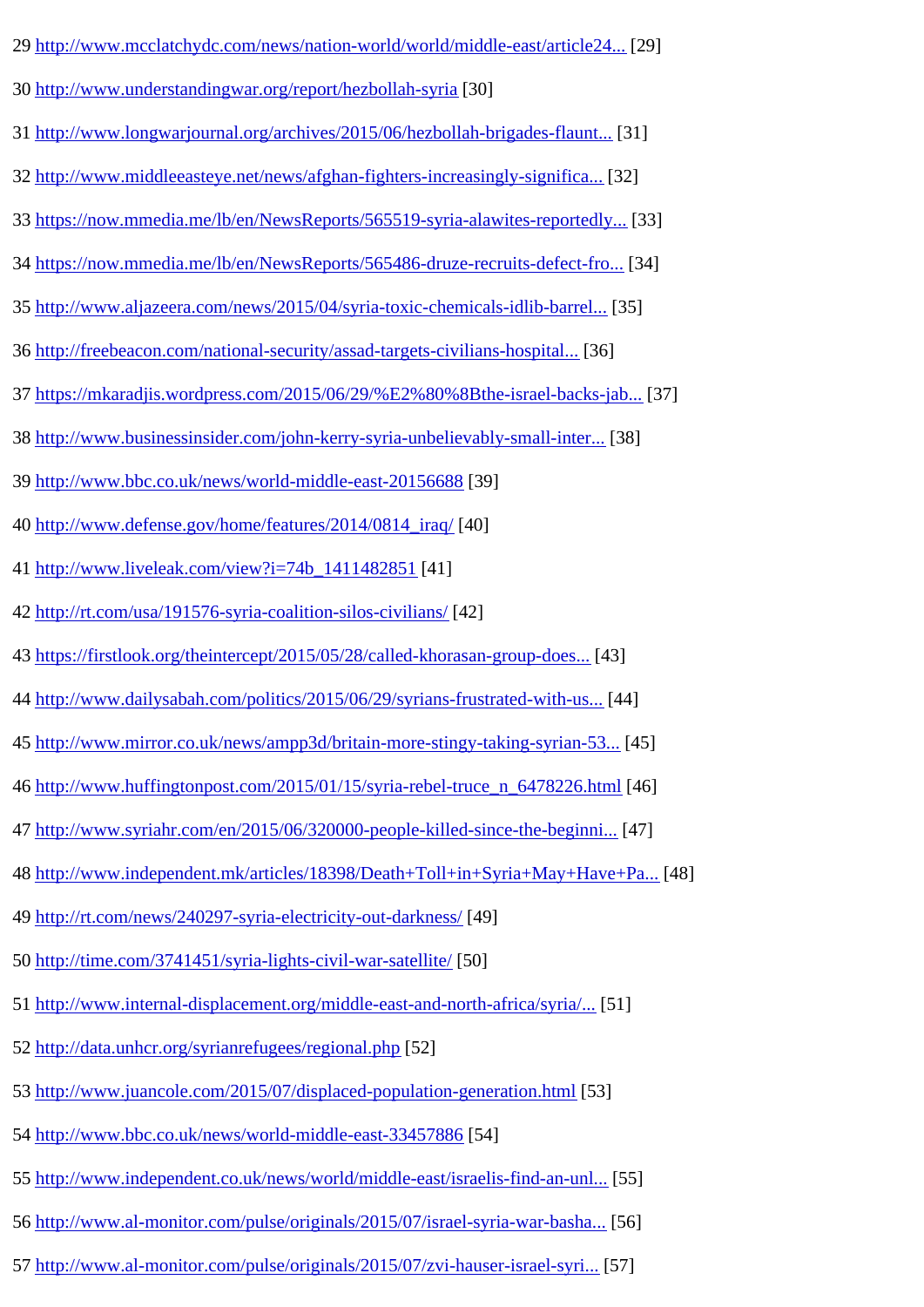29 http://www.mcclatchydc.com/news/nation-world/world/middle-east/article24... [29]

30 http://www.understandingwar.org/report/hezbollah-syria [30]

31 http://www.longwarjournal.org/archives/2015/06/hezbollah-brigades-flaunt... [31]

32 http://www.middleeasteye.net/news/afghan-fighters-increasingly-significa... [32]

33 https://now.mmedia.me/lb/en/NewsReports/565519-syria-alawites-reportedly... [33]

34 https://now.mmedia.me/lb/en/NewsReports/565486-druze-recruits-defect-fro... [34]

35 http://www.aljazeera.com/news/2015/04/syria-toxic-chemicals-idlib-barrel... [35]

36 http://freebeacon.com/national-security/assad-targets-civilians-hospital... [36]

37 https://mkaradjis.wordpress.com/2015/06/29/%E2%80%8Bthe-israel-backs-jab... [37]

38 http://www.businessinsider.com/john-kerry-syria-unbelievably-small-inter... [38]

39 http://www.bbc.co.uk/news/world-middle-east-20156688 [39]

40 http://www.defense.gov/home/features/2014/0814_iraq/ [40]

41 http://www.liveleak.com/view?i=74b_1411482851 [41]

42 http://rt.com/usa/191576-syria-coalition-silos-civilians/ [42]

43 https://firstlook.org/theintercept/2015/05/28/called-khorasan-group-does... [43]

44 http://www.dailysabah.com/politics/2015/06/29/syrians-frustrated-with-us... [44]

45 http://www.mirror.co.uk/news/ampp3d/britain-more-stingy-taking-syrian-53... [45]

46 http://www.huffingtonpost.com/2015/01/15/syria-rebel-truce_n_6478226.html [46]

47 http://www.syriahr.com/en/2015/06/320000-people-killed-since-the-beginni... [47]

48 http://www.independent.mk/articles/18398/Death+Toll+in+Syria+May+Have+Pa... [48]

49 http://rt.com/news/240297-syria-electricity-out-darkness/ [49]

50 http://time.com/3741451/syria-lights-civil-war-satellite/ [50]

51 http://www.internal-displacement.org/middle-east-and-north-africa/syria/... [51]

52 http://data.unhcr.org/syrianrefugees/regional.php [52]

53 http://www.juancole.com/2015/07/displaced-population-generation.html [53]

54 http://www.bbc.co.uk/news/world-middle-east-33457886 [54]

55 http://www.independent.co.uk/news/world/middle-east/israelis-find-an-unl... [55]

56 http://www.al-monitor.com/pulse/originals/2015/07/israel-syria-war-basha... [56]

57 http://www.al-monitor.com/pulse/originals/2015/07/zvi-hauser-israel-syri... [57]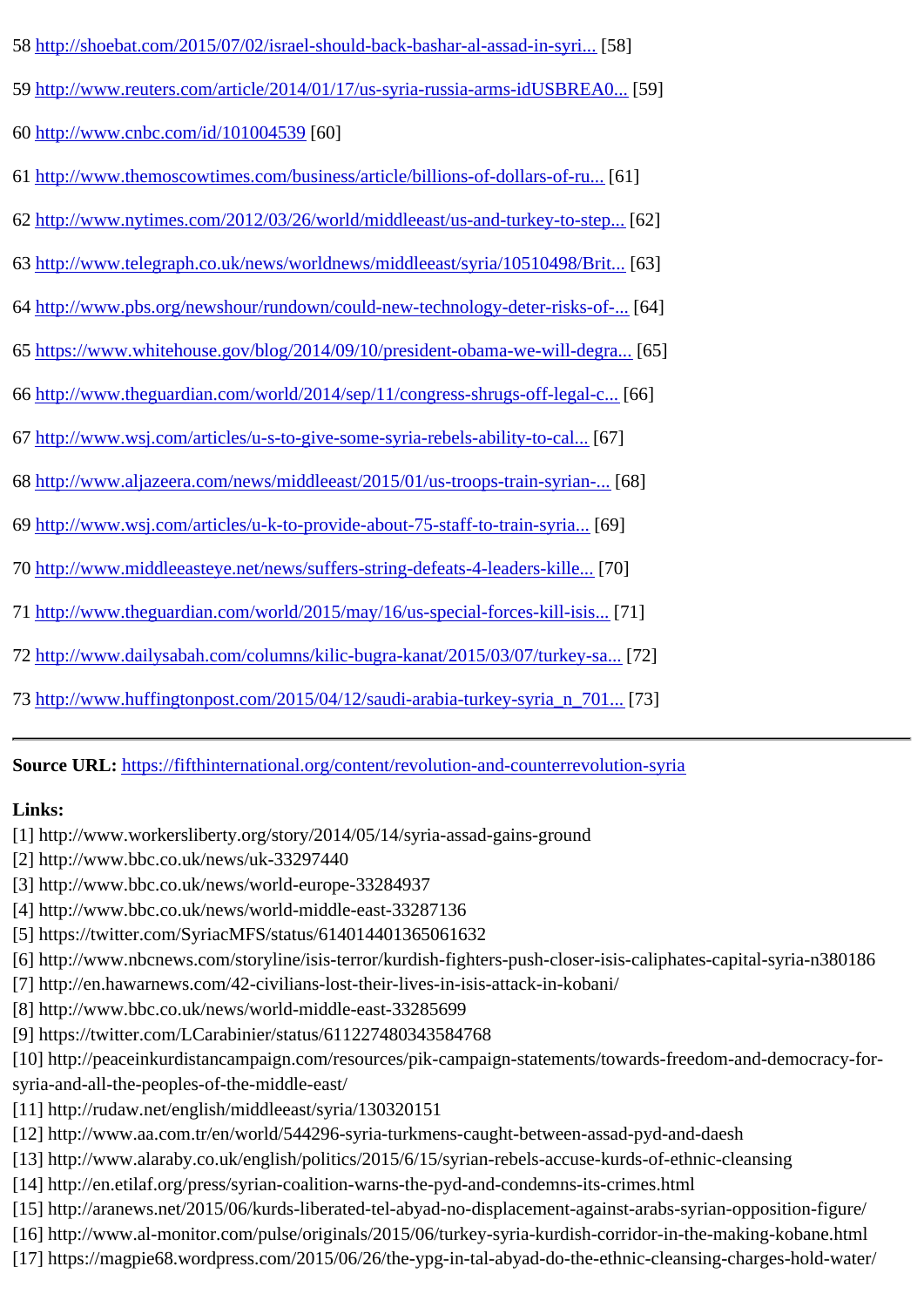58 http://shoebat.com/2015/07/02/israel-should-back-bashar-al-assad-in-syri... [58]

59 http://www.reuters.com/article/2014/01/17/us-syria-russia-arms-idUSBREA0... [59]

60 http://www.cnbc.com/id/101004539 [60]

61 http://www.themoscowtimes.com/business/article/billions-of-dollars-of-ru... [61]

62 http://www.nytimes.com/2012/03/26/world/middleeast/us-and-turkey-to-step... [62]

63 http://www.telegraph.co.uk/news/worldnews/middleeast/syria/10510498/Brit... [63]

64 http://www.pbs.org/newshour/rundown/could-new-technology-deter-risks-of-... [64]

65 https://www.whitehouse.gov/blog/2014/09/10/president-obama-we-will-degra... [65]

66 http://www.theguardian.com/world/2014/sep/11/congress-shrugs-off-legal-c... [66]

67 http://www.wsj.com/articles/u-s-to-give-some-syria-rebels-ability-to-cal... [67]

68 http://www.aljazeera.com/news/middleeast/2015/01/us-troops-train-syrian-... [68]

69 http://www.wsj.com/articles/u-k-to-provide-about-75-staff-to-train-syria... [69]

70 http://www.middleeasteye.net/news/suffers-string-defeats-4-leaders-kille... [70]

71 http://www.theguardian.com/world/2015/may/16/us-special-forces-kill-isis... [71]

72 http://www.dailysabah.com/columns/kilic-bugra-kanat/2015/03/07/turkey-sa... [72]

73 http://www.huffingtonpost.com/2015/04/12/saudi-arabia-turkey-syria_n_701... [73]

---

**Source URL:** https://fifthinternational.org/content/revolution-and-counterrevolution-syria

**Links:**
[1] http://www.workersliberty.org/story/2014/05/14/syria-assad-gains-ground
[2] http://www.bbc.co.uk/news/uk-33297440
[3] http://www.bbc.co.uk/news/world-europe-33284937
[4] http://www.bbc.co.uk/news/world-middle-east-33287136
[5] https://twitter.com/SyriacMFS/status/614014401365061632
[6] http://www.nbcnews.com/storyline/isis-terror/kurdish-fighters-push-closer-isis-caliphates-capital-syria-n380186
[7] http://en.hawarnews.com/42-civilians-lost-their-lives-in-isis-attack-in-kobani/
[8] http://www.bbc.co.uk/news/world-middle-east-33285699
[9] https://twitter.com/LCarabinier/status/611227480343584768
[10] http://peaceinkurdistancampaign.com/resources/pik-campaign-statements/towards-freedom-and-democracy-for-syria-and-all-the-peoples-of-the-middle-east/
[11] http://rudaw.net/english/middleeast/syria/130320151
[12] http://www.aa.com.tr/en/world/544296-syria-turkmens-caught-between-assad-pyd-and-daesh
[13] http://www.alaraby.co.uk/english/politics/2015/6/15/syrian-rebels-accuse-kurds-of-ethnic-cleansing
[14] http://en.etilaf.org/press/syrian-coalition-warns-the-pyd-and-condemns-its-crimes.html
[15] http://aranews.net/2015/06/kurds-liberated-tel-abyad-no-displacement-against-arabs-syrian-opposition-figure/
[16] http://www.al-monitor.com/pulse/originals/2015/06/turkey-syria-kurdish-corridor-in-the-making-kobane.html
[17] https://magpie68.wordpress.com/2015/06/26/the-ypg-in-tal-abyad-do-the-ethnic-cleansing-charges-hold-water/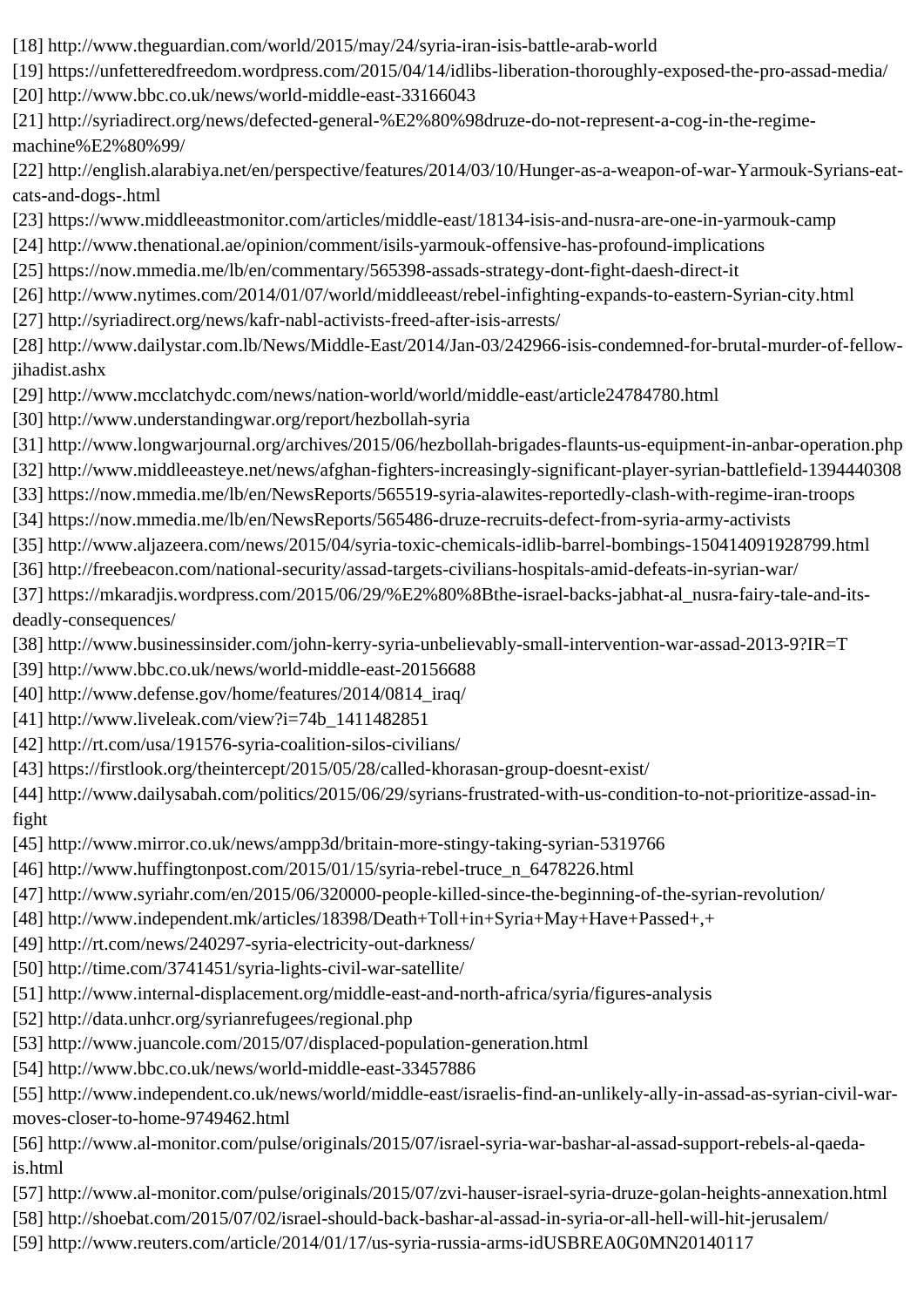[18] http://www.theguardian.com/world/2015/may/24/syria-iran-isis-battle-arab-world

[19] https://unfetteredfreedom.wordpress.com/2015/04/14/idlibs-liberation-thoroughly-exposed-the-pro-assad-media/

[20] http://www.bbc.co.uk/news/world-middle-east-33166043

[21] http://syriadirect.org/news/defected-general-%E2%80%98druze-do-not-represent-a-cog-in-the-regime-machine%E2%80%99/

[22] http://english.alarabiya.net/en/perspective/features/2014/03/10/Hunger-as-a-weapon-of-war-Yarmouk-Syrians-eat-cats-and-dogs-.html

[23] https://www.middleeastmonitor.com/articles/middle-east/18134-isis-and-nusra-are-one-in-yarmouk-camp

[24] http://www.thenational.ae/opinion/comment/isils-yarmouk-offensive-has-profound-implications

[25] https://now.mmedia.me/lb/en/commentary/565398-assads-strategy-dont-fight-daesh-direct-it

[26] http://www.nytimes.com/2014/01/07/world/middleeast/rebel-infighting-expands-to-eastern-Syrian-city.html

[27] http://syriadirect.org/news/kafr-nabl-activists-freed-after-isis-arrests/

[28] http://www.dailystar.com.lb/News/Middle-East/2014/Jan-03/242966-isis-condemned-for-brutal-murder-of-fellow-jihadist.ashx

[29] http://www.mcclatchydc.com/news/nation-world/world/middle-east/article24784780.html

[30] http://www.understandingwar.org/report/hezbollah-syria

[31] http://www.longwarjournal.org/archives/2015/06/hezbollah-brigades-flaunts-us-equipment-in-anbar-operation.php

[32] http://www.middleeasteye.net/news/afghan-fighters-increasingly-significant-player-syrian-battlefield-1394440308

[33] https://now.mmedia.me/lb/en/NewsReports/565519-syria-alawites-reportedly-clash-with-regime-iran-troops

[34] https://now.mmedia.me/lb/en/NewsReports/565486-druze-recruits-defect-from-syria-army-activists

[35] http://www.aljazeera.com/news/2015/04/syria-toxic-chemicals-idlib-barrel-bombings-150414091928799.html

[36] http://freebeacon.com/national-security/assad-targets-civilians-hospitals-amid-defeats-in-syrian-war/

[37] https://mkaradjis.wordpress.com/2015/06/29/%E2%80%8Bthe-israel-backs-jabhat-al_nusra-fairy-tale-and-its-deadly-consequences/

[38] http://www.businessinsider.com/john-kerry-syria-unbelievably-small-intervention-war-assad-2013-9?IR=T

[39] http://www.bbc.co.uk/news/world-middle-east-20156688

[40] http://www.defense.gov/home/features/2014/0814_iraq/

[41] http://www.liveleak.com/view?i=74b_1411482851

[42] http://rt.com/usa/191576-syria-coalition-silos-civilians/

[43] https://firstlook.org/theintercept/2015/05/28/called-khorasan-group-doesnt-exist/

[44] http://www.dailysabah.com/politics/2015/06/29/syrians-frustrated-with-us-condition-to-not-prioritize-assad-in-fight

[45] http://www.mirror.co.uk/news/ampp3d/britain-more-stingy-taking-syrian-5319766

[46] http://www.huffingtonpost.com/2015/01/15/syria-rebel-truce_n_6478226.html

[47] http://www.syriahr.com/en/2015/06/320000-people-killed-since-the-beginning-of-the-syrian-revolution/

[48] http://www.independent.mk/articles/18398/Death+Toll+in+Syria+May+Have+Passed+,+

[49] http://rt.com/news/240297-syria-electricity-out-darkness/

[50] http://time.com/3741451/syria-lights-civil-war-satellite/

[51] http://www.internal-displacement.org/middle-east-and-north-africa/syria/figures-analysis

[52] http://data.unhcr.org/syrianrefugees/regional.php

[53] http://www.juancole.com/2015/07/displaced-population-generation.html

[54] http://www.bbc.co.uk/news/world-middle-east-33457886

[55] http://www.independent.co.uk/news/world/middle-east/israelis-find-an-unlikely-ally-in-assad-as-syrian-civil-war-moves-closer-to-home-9749462.html

[56] http://www.al-monitor.com/pulse/originals/2015/07/israel-syria-war-bashar-al-assad-support-rebels-al-qaeda-is.html

[57] http://www.al-monitor.com/pulse/originals/2015/07/zvi-hauser-israel-syria-druze-golan-heights-annexation.html

[58] http://shoebat.com/2015/07/02/israel-should-back-bashar-al-assad-in-syria-or-all-hell-will-hit-jerusalem/

[59] http://www.reuters.com/article/2014/01/17/us-syria-russia-arms-idUSBREA0G0MN20140117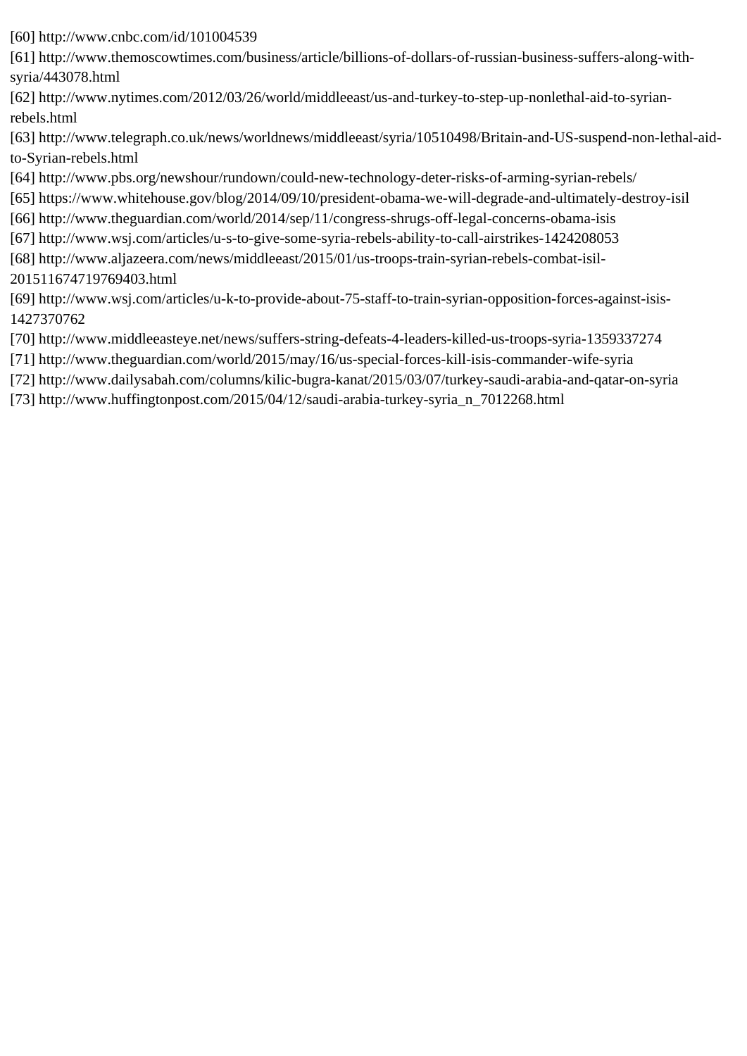[60] http://www.cnbc.com/id/101004539

[61] http://www.themoscowtimes.com/business/article/billions-of-dollars-of-russian-business-suffers-along-with-syria/443078.html

[62] http://www.nytimes.com/2012/03/26/world/middleeast/us-and-turkey-to-step-up-nonlethal-aid-to-syrian-rebels.html

[63] http://www.telegraph.co.uk/news/worldnews/middleeast/syria/10510498/Britain-and-US-suspend-non-lethal-aid-to-Syrian-rebels.html

[64] http://www.pbs.org/newshour/rundown/could-new-technology-deter-risks-of-arming-syrian-rebels/

[65] https://www.whitehouse.gov/blog/2014/09/10/president-obama-we-will-degrade-and-ultimately-destroy-isil

[66] http://www.theguardian.com/world/2014/sep/11/congress-shrugs-off-legal-concerns-obama-isis

[67] http://www.wsj.com/articles/u-s-to-give-some-syria-rebels-ability-to-call-airstrikes-1424208053

[68] http://www.aljazeera.com/news/middleeast/2015/01/us-troops-train-syrian-rebels-combat-isil-201511674719769403.html

[69] http://www.wsj.com/articles/u-k-to-provide-about-75-staff-to-train-syrian-opposition-forces-against-isis-1427370762

[70] http://www.middleeasteye.net/news/suffers-string-defeats-4-leaders-killed-us-troops-syria-1359337274

[71] http://www.theguardian.com/world/2015/may/16/us-special-forces-kill-isis-commander-wife-syria

[72] http://www.dailysabah.com/columns/kilic-bugra-kanat/2015/03/07/turkey-saudi-arabia-and-qatar-on-syria

[73] http://www.huffingtonpost.com/2015/04/12/saudi-arabia-turkey-syria_n_7012268.html